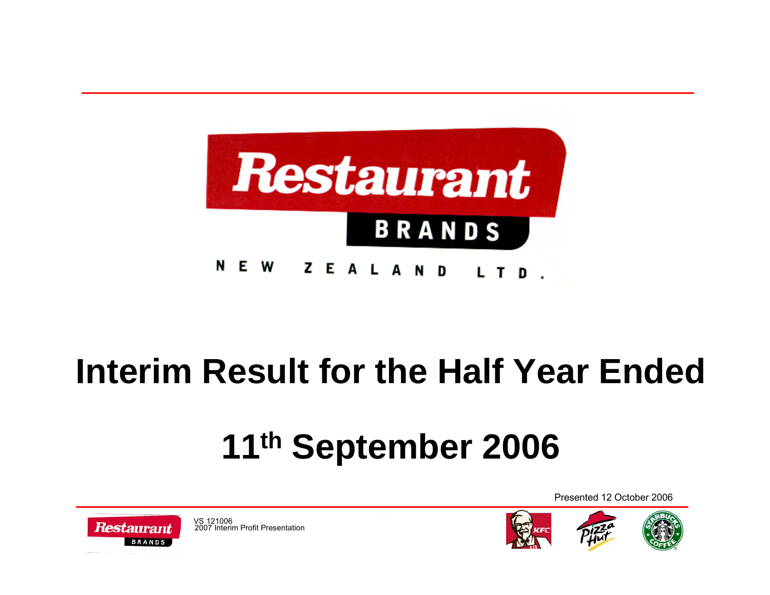# Interim Result for the Half Year Ended

# 11th September 2006

Presented 12 October 2006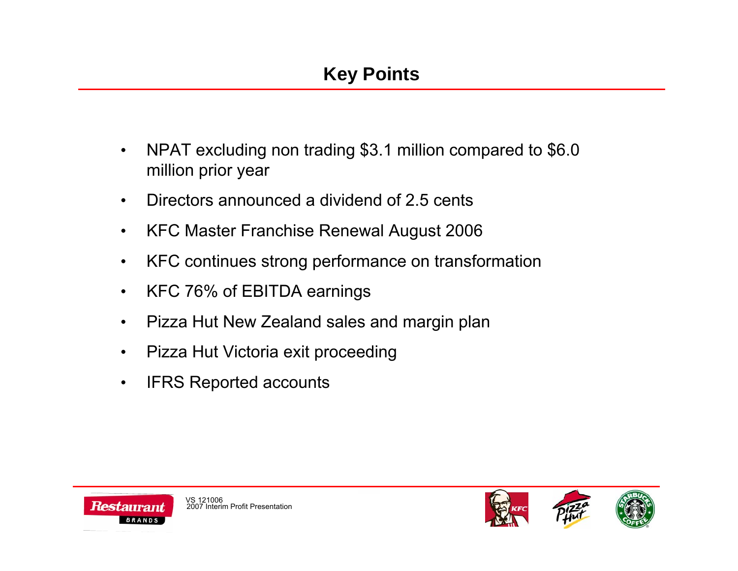# Key Points

- NPAT excluding non trading $3.1 million compared to $6.0 million prior year
- Directors announced a dividend of 2.5 cents
- KFC Master Franchise Renewal August 2006
- KFC continues strong performance on transformation
- KFC 76% of EBITDA earnings
- Pizza Hut New Zealand sales and margin plan
- Pizza Hut Victoria exit proceeding
- IFRS Reported accounts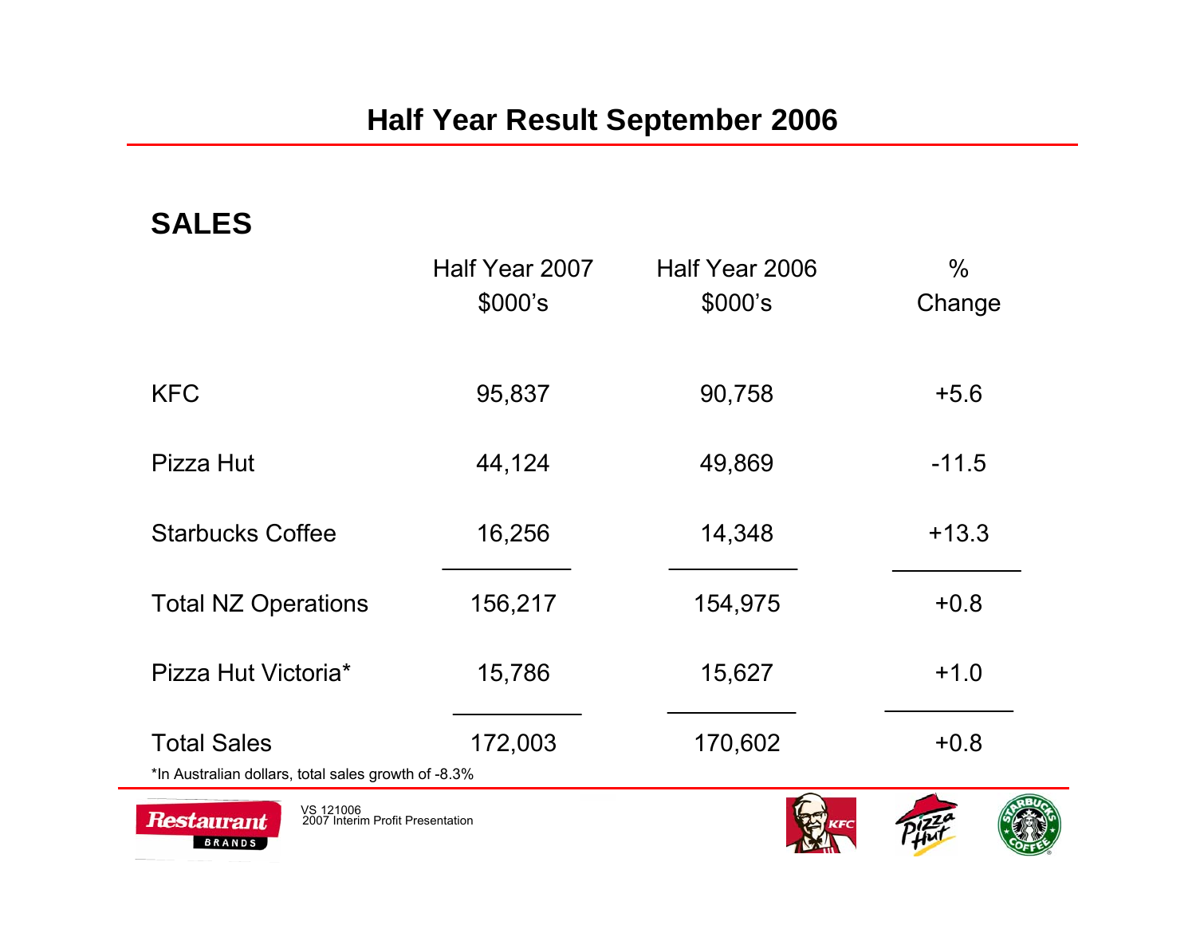# Half Year Result September 2006

## SALES

|  | Half Year 2007 $000's | Half Year 2006 $000's | % Change |
|---|---|---|---|
| KFC | 95,837 | 90,758 | +5.6 |
| Pizza Hut | 44,124 | 49,869 | -11.5 |
| Starbucks Coffee | 16,256 | 14,348 | +13.3 |
| Total NZ Operations | 156,217 | 154,975 | +0.8 |
| Pizza Hut Victoria* | 15,786 | 15,627 | +1.0 |
| Total Sales | 172,003 | 170,602 | +0.8 |

*In Australian dollars, total sales growth of -8.3%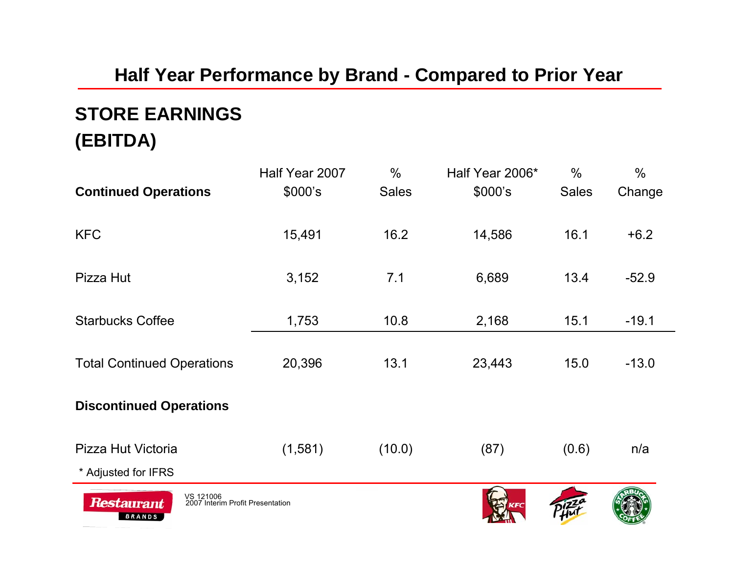## Half Year Performance by Brand - Compared to Prior Year

### STORE EARNINGS (EBITDA)

| Continued Operations | Half Year 2007 $000's | % Sales | Half Year 2006* $000's | % Sales | % Change |
|---|---|---|---|---|---|
| KFC | 15,491 | 16.2 | 14,586 | 16.1 | +6.2 |
| Pizza Hut | 3,152 | 7.1 | 6,689 | 13.4 | -52.9 |
| Starbucks Coffee | 1,753 | 10.8 | 2,168 | 15.1 | -19.1 |
| Total Continued Operations | 20,396 | 13.1 | 23,443 | 15.0 | -13.0 |
| **Discontinued Operations** | | | | | |
| Pizza Hut Victoria | (1,581) | (10.0) | (87) | (0.6) | n/a |

* Adjusted for IFRS

VS 121006
2007 Interim Profit Presentation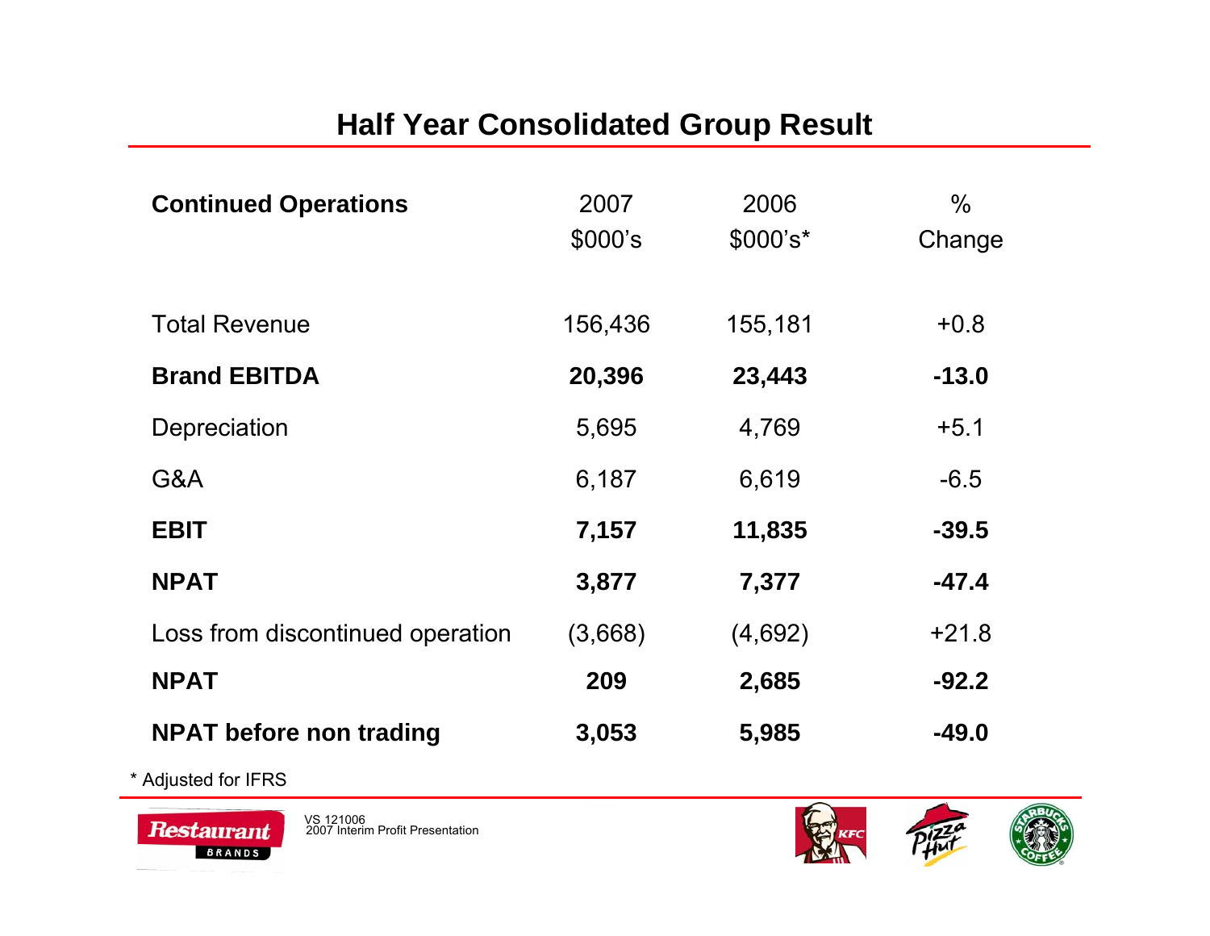## Half Year Consolidated Group Result

| Continued Operations | 2007 $000's | 2006 $000's* | % Change |
|---|---|---|---|
| Total Revenue | 156,436 | 155,181 | +0.8 |
| **Brand EBITDA** | **20,396** | **23,443** | **-13.0** |
| Depreciation | 5,695 | 4,769 | +5.1 |
| G&A | 6,187 | 6,619 | -6.5 |
| **EBIT** | **7,157** | **11,835** | **-39.5** |
| **NPAT** | **3,877** | **7,377** | **-47.4** |
| Loss from discontinued operation | (3,668) | (4,692) | +21.8 |
| **NPAT** | **209** | **2,685** | **-92.2** |
| **NPAT before non trading** | **3,053** | **5,985** | **-49.0** |

* Adjusted for IFRS

VS 121006
2007 Interim Profit Presentation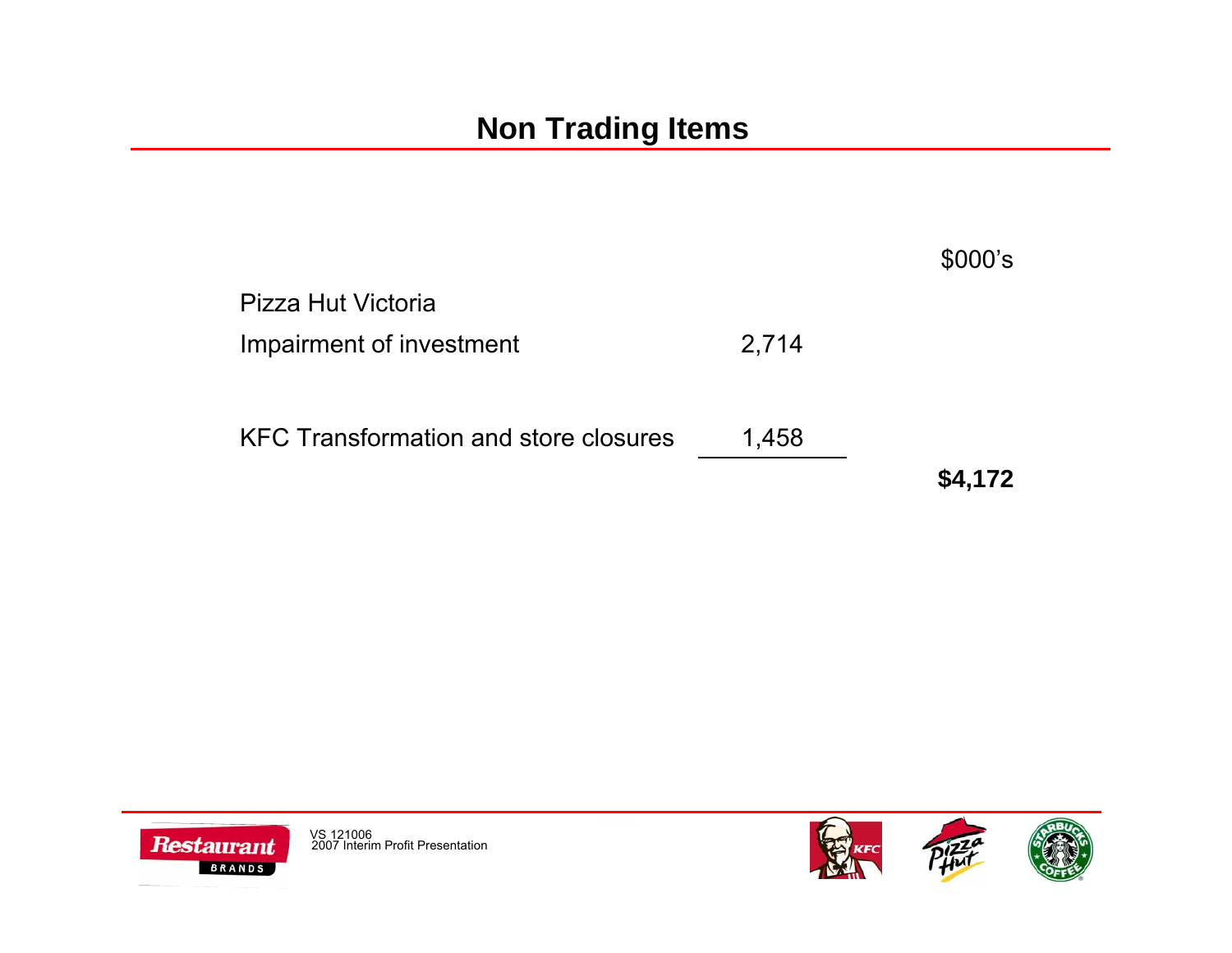# Non Trading Items

| | | $000's |
|---|---|---|
| Pizza Hut Victoria | | |
| Impairment of investment | 2,714 | |
| KFC Transformation and store closures | 1,458 | |
| | | **$4,172** |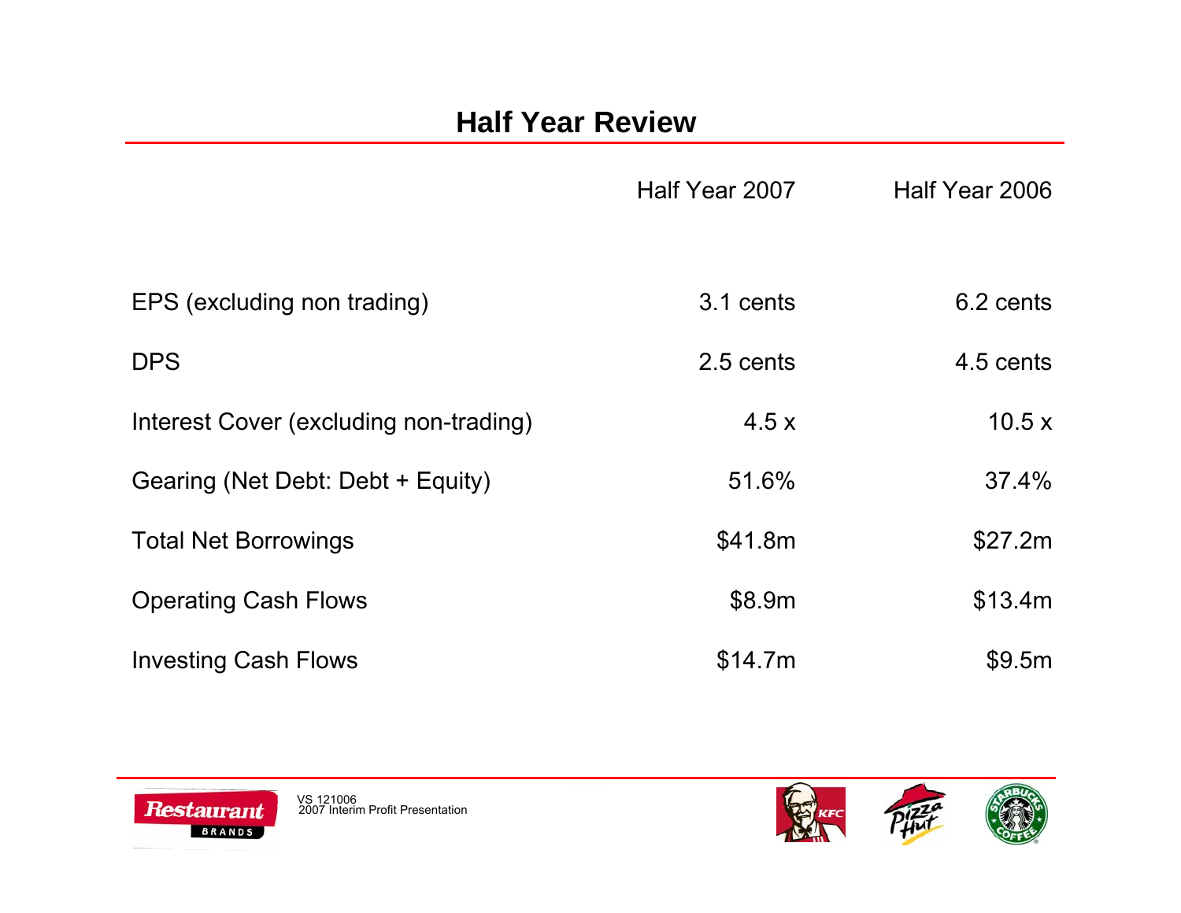## Half Year Review

| | Half Year 2007 | Half Year 2006 |
|---|---|---|
| EPS (excluding non trading) | 3.1 cents | 6.2 cents |
| DPS | 2.5 cents | 4.5 cents |
| Interest Cover (excluding non-trading) | 4.5 x | 10.5 x |
| Gearing (Net Debt: Debt + Equity) | 51.6% | 37.4% |
| Total Net Borrowings | $41.8m | $27.2m |
| Operating Cash Flows | $8.9m | $13.4m |
| Investing Cash Flows | $14.7m | $9.5m |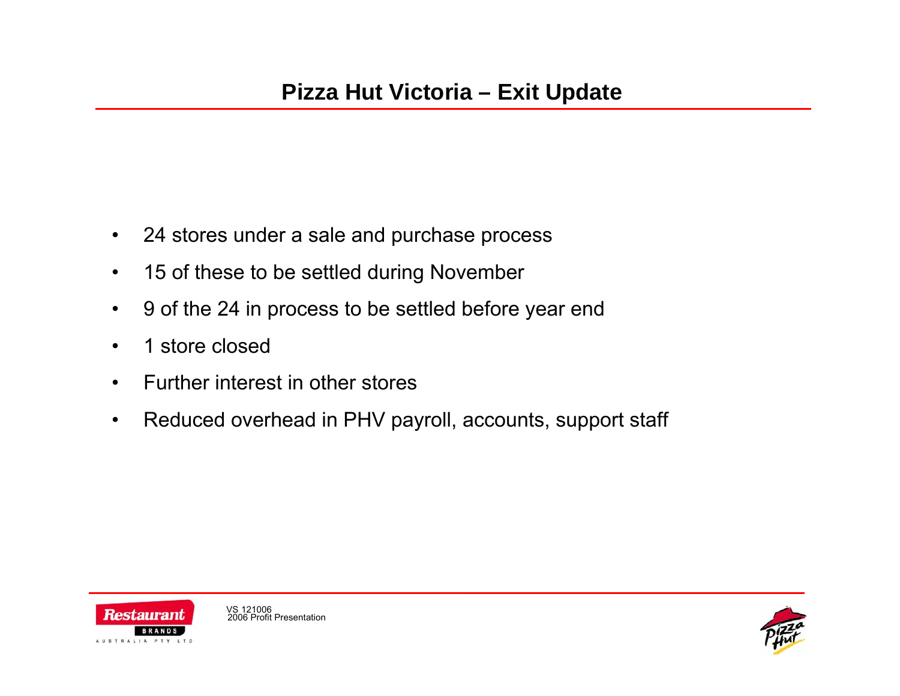# Pizza Hut Victoria – Exit Update

- 24 stores under a sale and purchase process
- 15 of these to be settled during November
- 9 of the 24 in process to be settled before year end
- 1 store closed
- Further interest in other stores
- Reduced overhead in PHV payroll, accounts, support staff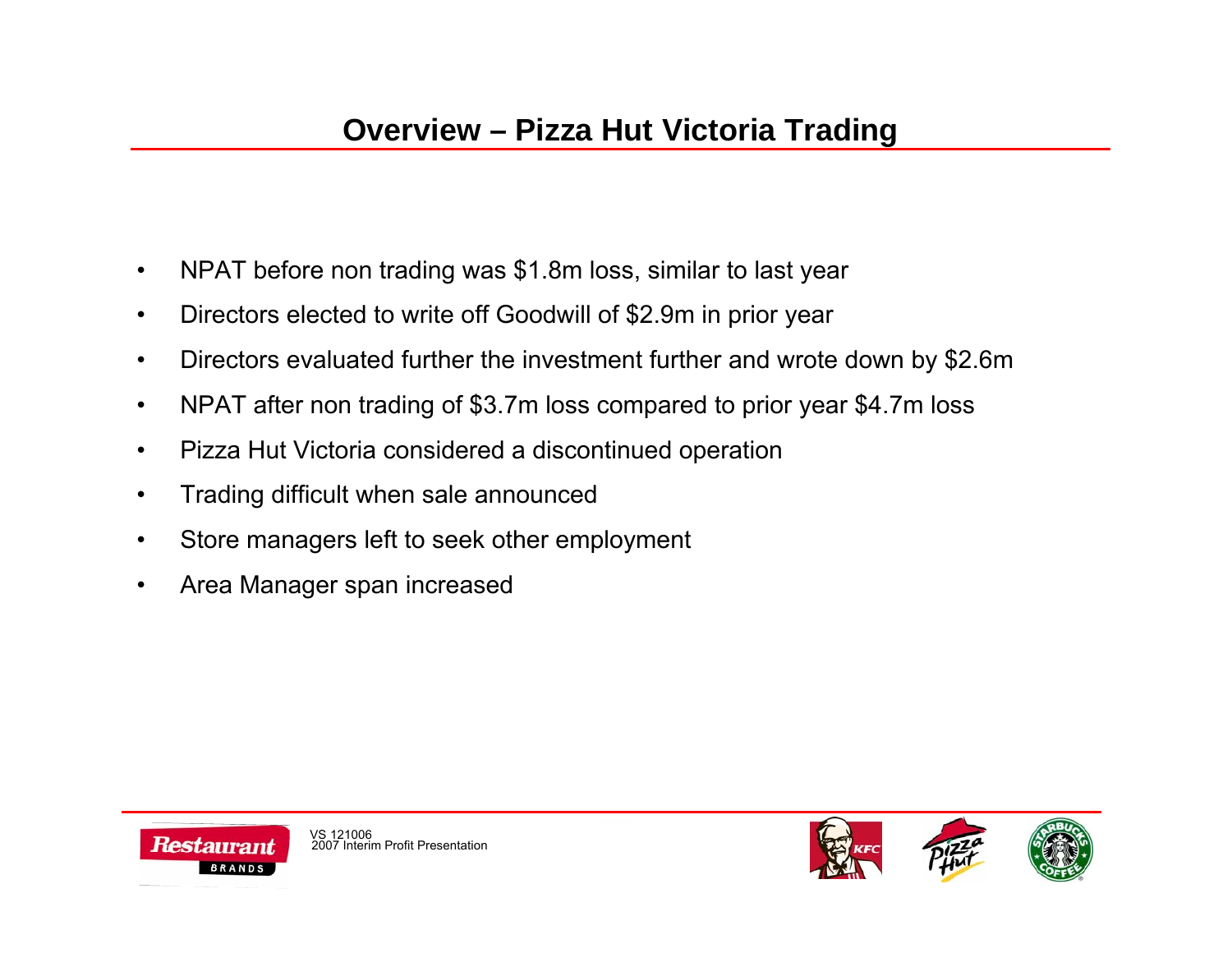# Overview – Pizza Hut Victoria Trading

- NPAT before non trading was $1.8m loss, similar to last year
- Directors elected to write off Goodwill of $2.9m in prior year
- Directors evaluated further the investment further and wrote down by $2.6m
- NPAT after non trading of $3.7m loss compared to prior year $4.7m loss
- Pizza Hut Victoria considered a discontinued operation
- Trading difficult when sale announced
- Store managers left to seek other employment
- Area Manager span increased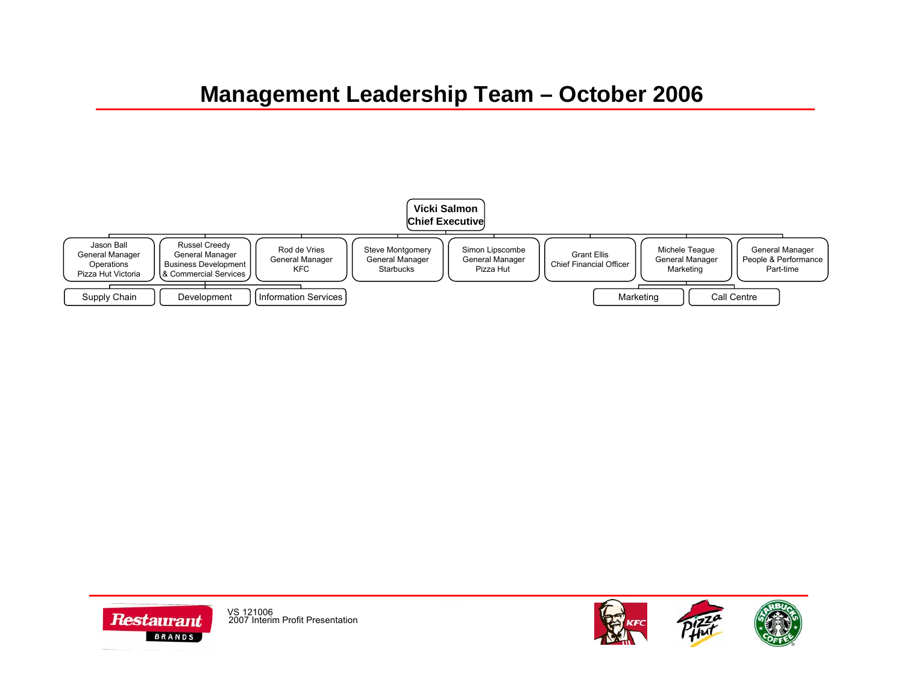# Management Leadership Team – October 2006

**Vicki Salmon**
**Chief Executive**

- Jason Ball
  General Manager
  Operations
  Pizza Hut Victoria
- Russel Creedy
  General Manager
  Business Development
  & Commercial Services
- Rod de Vries
  General Manager
  KFC
- Steve Montgomery
  General Manager
  Starbucks
- Simon Lipscombe
  General Manager
  Pizza Hut
- Grant Ellis
  Chief Financial Officer
- Michele Teague
  General Manager
  Marketing
- General Manager
  People & Performance
  Part-time

Supply Chain | Development | Information Services

Marketing | Call Centre

VS 121006
2007 Interim Profit Presentation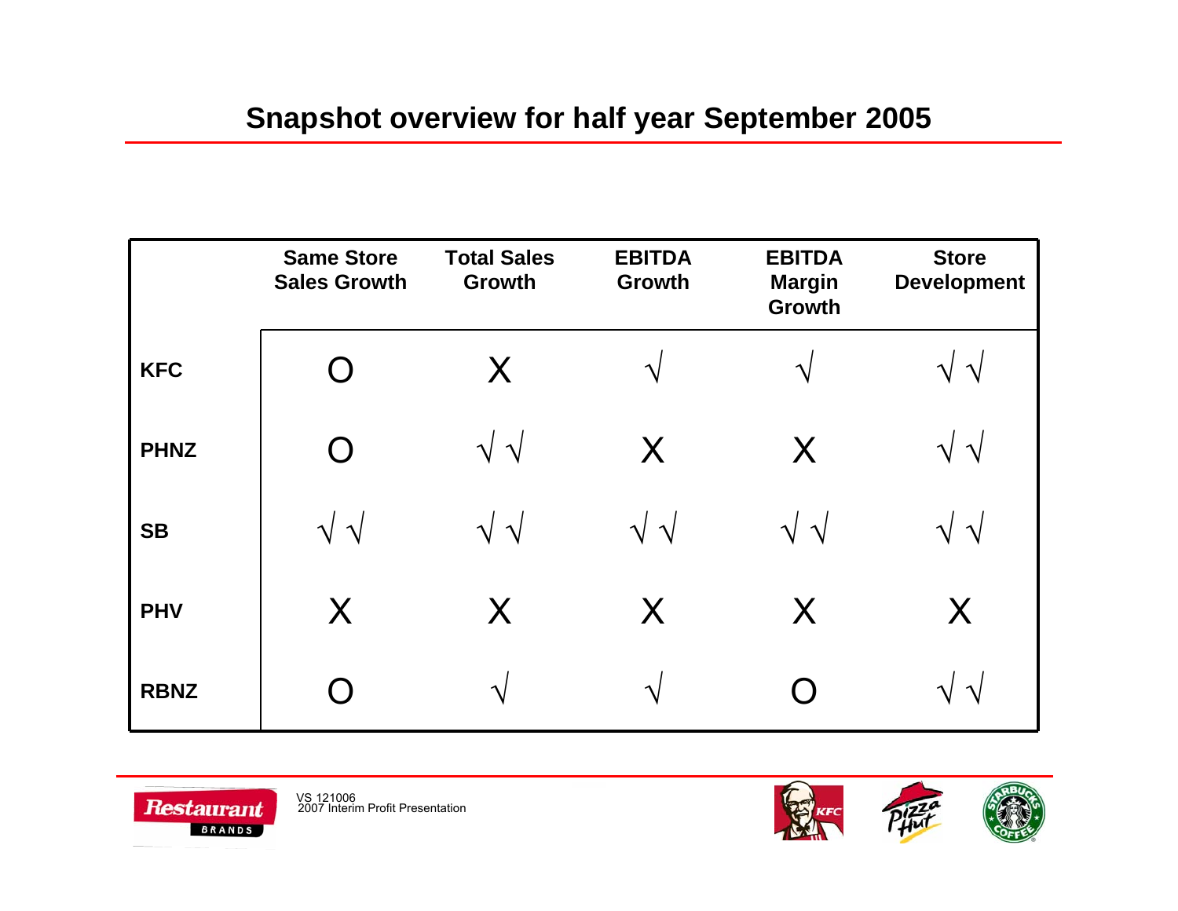# Snapshot overview for half year September 2005

| | Same Store Sales Growth | Total Sales Growth | EBITDA Growth | EBITDA Margin Growth | Store Development |
|---|---|---|---|---|---|
| **KFC** | O | X | √ | √ | √ √ |
| **PHNZ** | O | √ √ | X | X | √ √ |
| **SB** | √ √ | √ √ | √ √ | √ √ | √ √ |
| **PHV** | X | X | X | X | X |
| **RBNZ** | O | √ | √ | O | √ √ |

VS 121006
2007 Interim Profit Presentation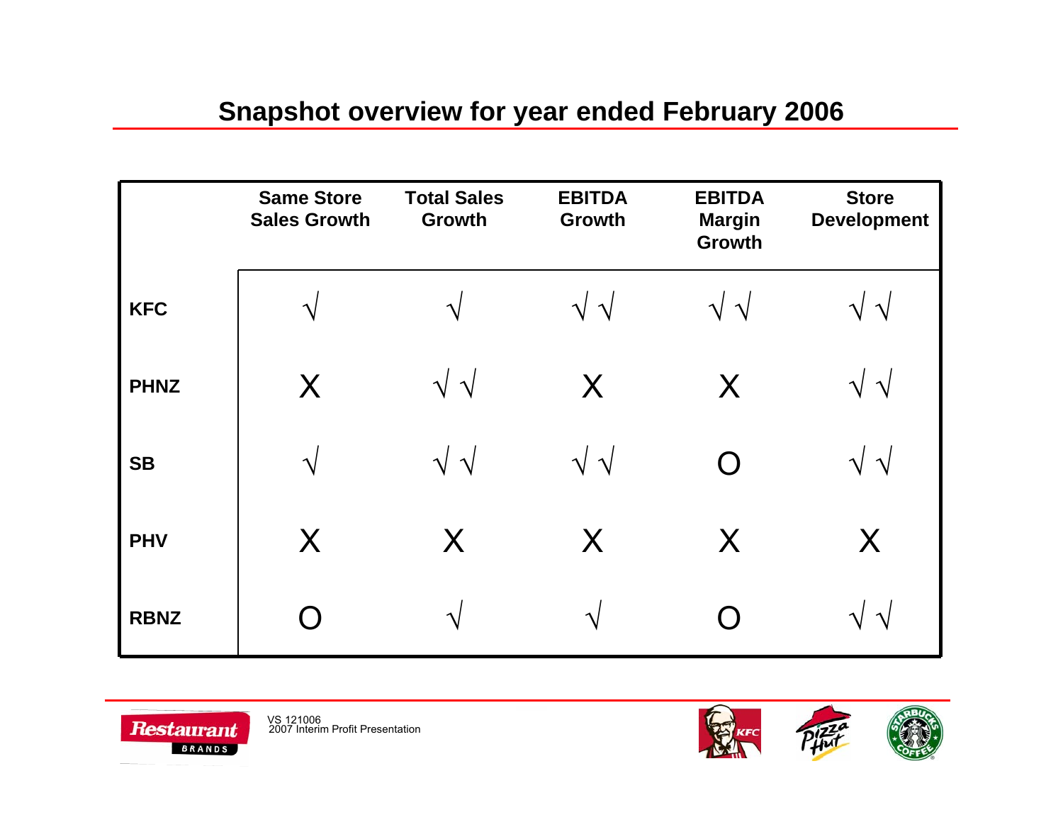# Snapshot overview for year ended February 2006

| | Same Store Sales Growth | Total Sales Growth | EBITDA Growth | EBITDA Margin Growth | Store Development |
|---|---|---|---|---|---|
| **KFC** | √ | √ | √ √ | √ √ | √ √ |
| **PHNZ** | X | √ √ | X | X | √ √ |
| **SB** | √ | √ √ | √ √ | O | √ √ |
| **PHV** | X | X | X | X | X |
| **RBNZ** | O | √ | √ | O | √ √ |

VS 121006
2007 Interim Profit Presentation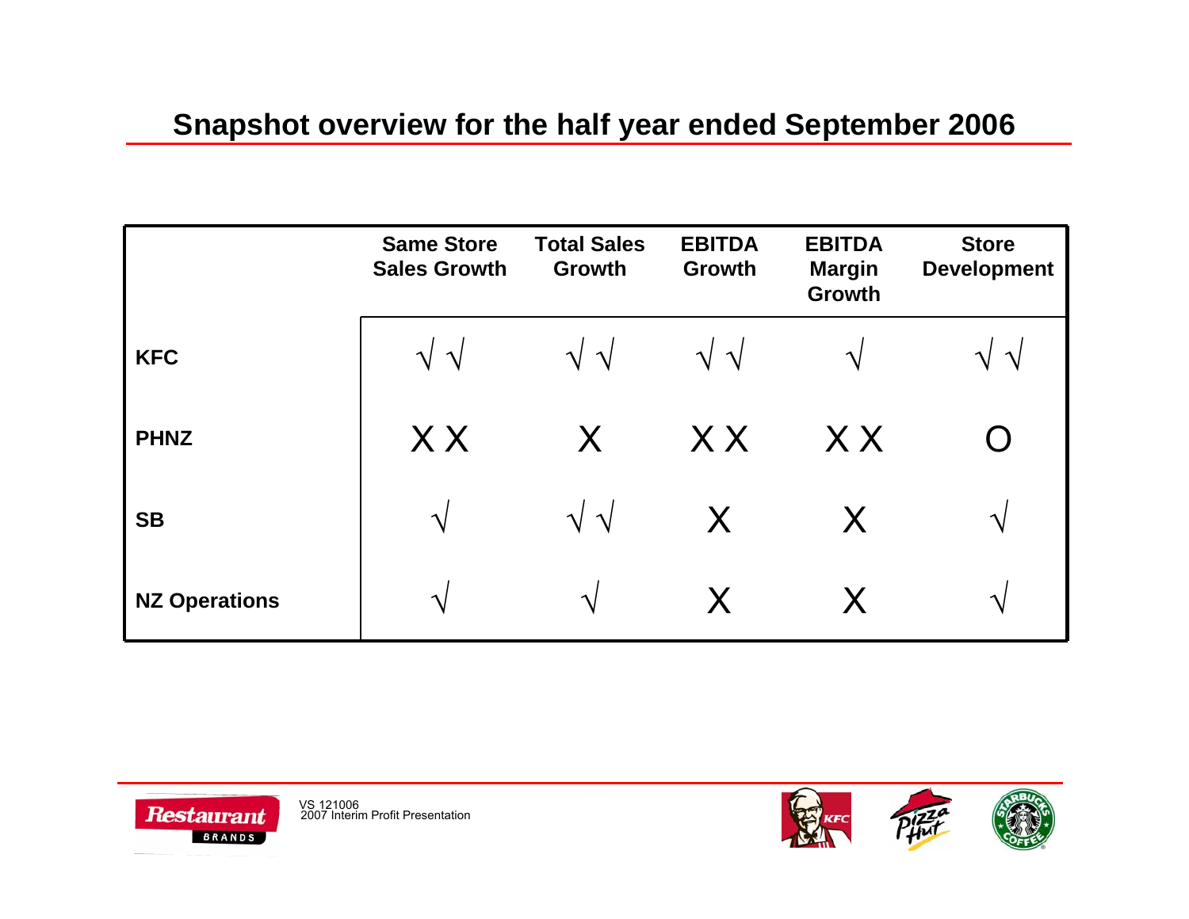## Snapshot overview for the half year ended September 2006

| | Same Store Sales Growth | Total Sales Growth | EBITDA Growth | EBITDA Margin Growth | Store Development |
|---|---|---|---|---|---|
| **KFC** | √ √ | √ √ | √ √ | √ | √ √ |
| **PHNZ** | X X | X | X X | X X | O |
| **SB** | √ | √ √ | X | X | √ |
| **NZ Operations** | √ | √ | X | X | √ |

VS 121006
2007 Interim Profit Presentation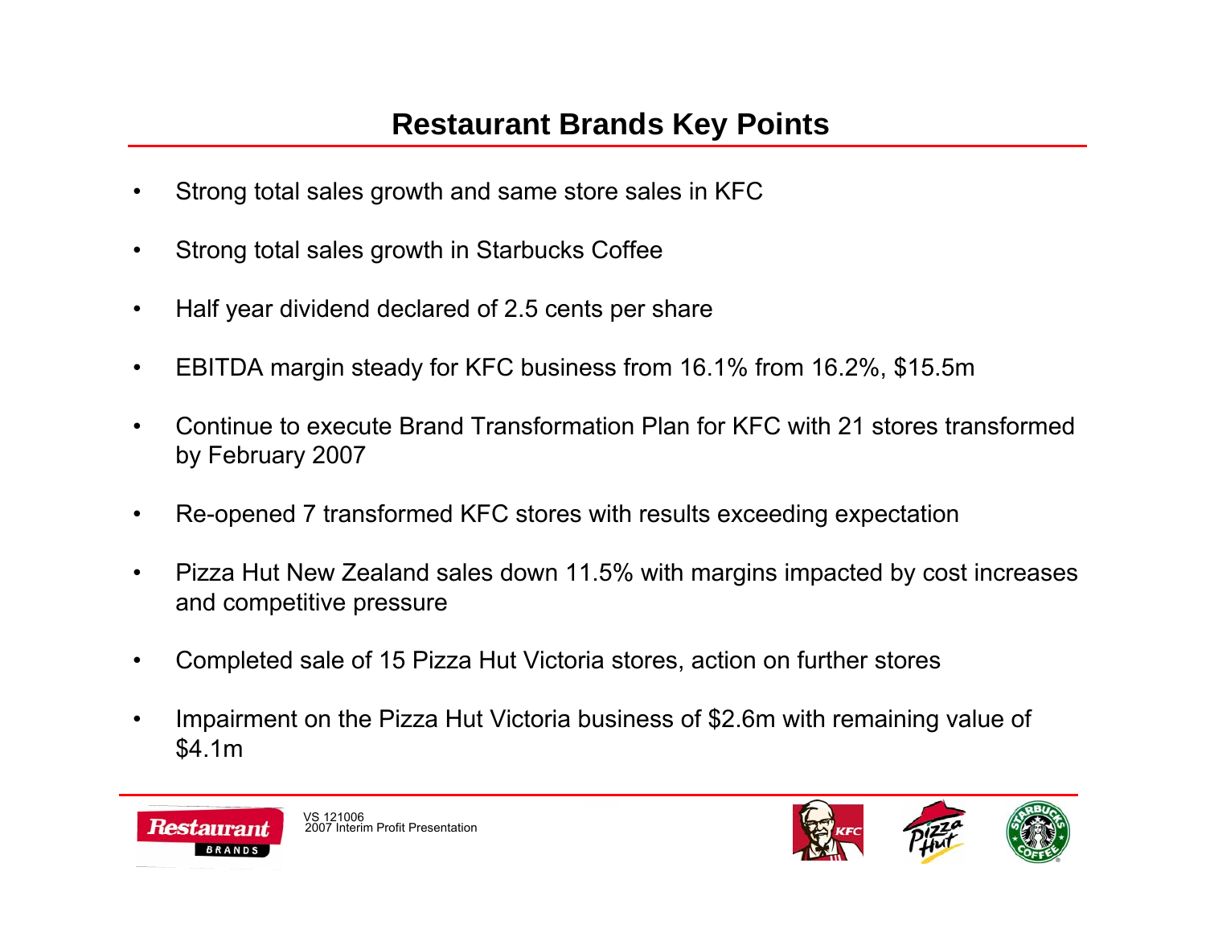# Restaurant Brands Key Points

- Strong total sales growth and same store sales in KFC
- Strong total sales growth in Starbucks Coffee
- Half year dividend declared of 2.5 cents per share
- EBITDA margin steady for KFC business from 16.1% from 16.2%, $15.5m
- Continue to execute Brand Transformation Plan for KFC with 21 stores transformed by February 2007
- Re-opened 7 transformed KFC stores with results exceeding expectation
- Pizza Hut New Zealand sales down 11.5% with margins impacted by cost increases and competitive pressure
- Completed sale of 15 Pizza Hut Victoria stores, action on further stores
- Impairment on the Pizza Hut Victoria business of $2.6m with remaining value of $4.1m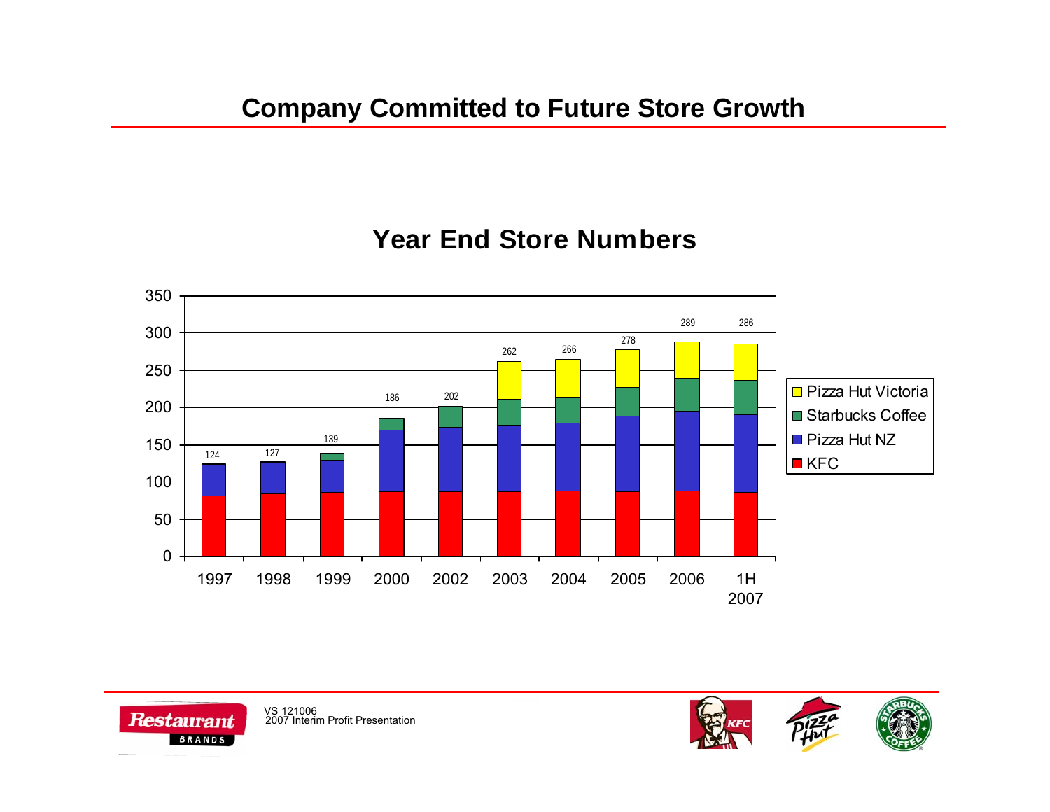# Company Committed to Future Store Growth

## Year End Store Numbers

| Year | Total |
|---|---|
| 1997 | 124 |
| 1998 | 127 |
| 1999 | 139 |
| 2000 | 186 |
| 2002 | 202 |
| 2003 | 262 |
| 2004 | 266 |
| 2005 | 278 |
| 2006 | 289 |
| 1H 2007 | 286 |

Legend: Pizza Hut Victoria, Starbucks Coffee, Pizza Hut NZ, KFC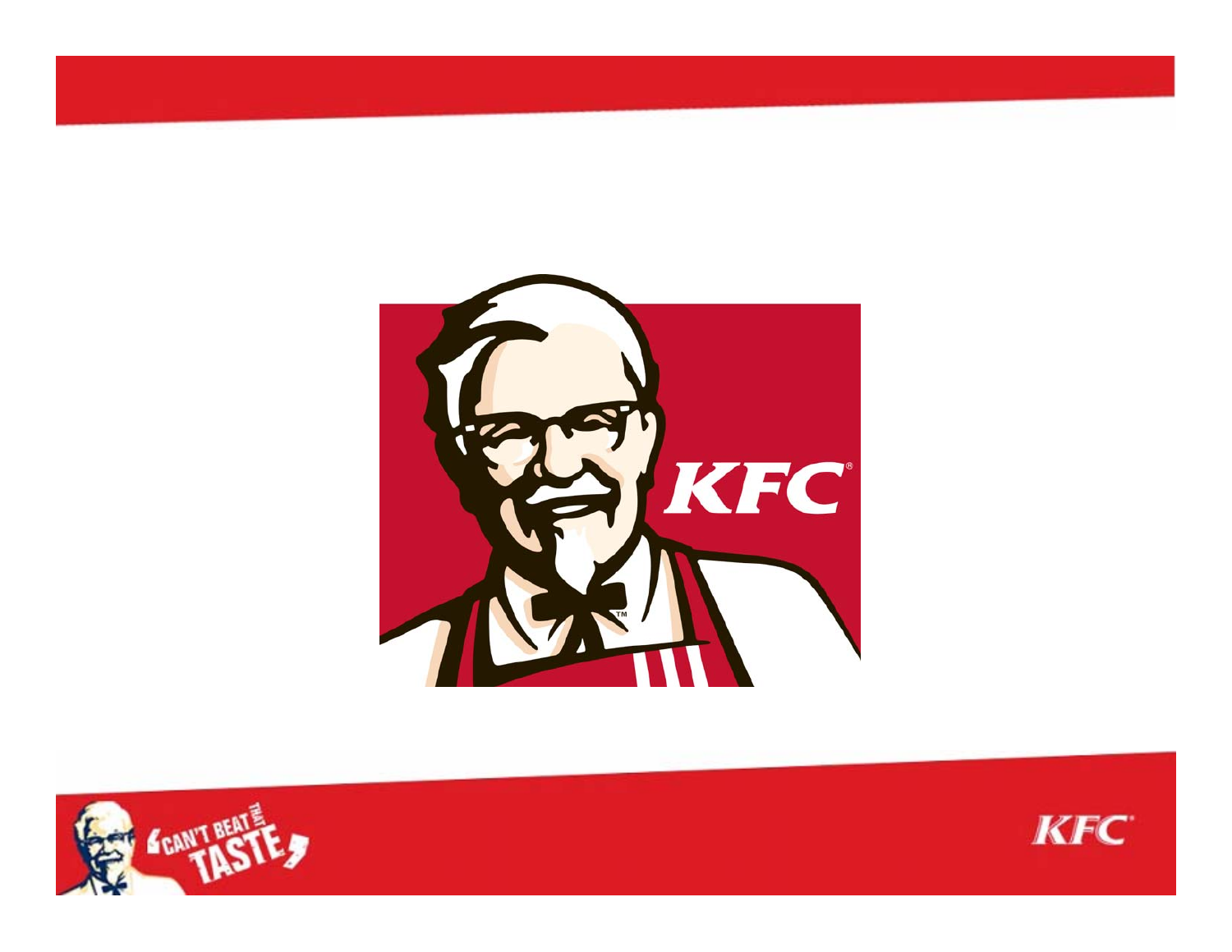KFC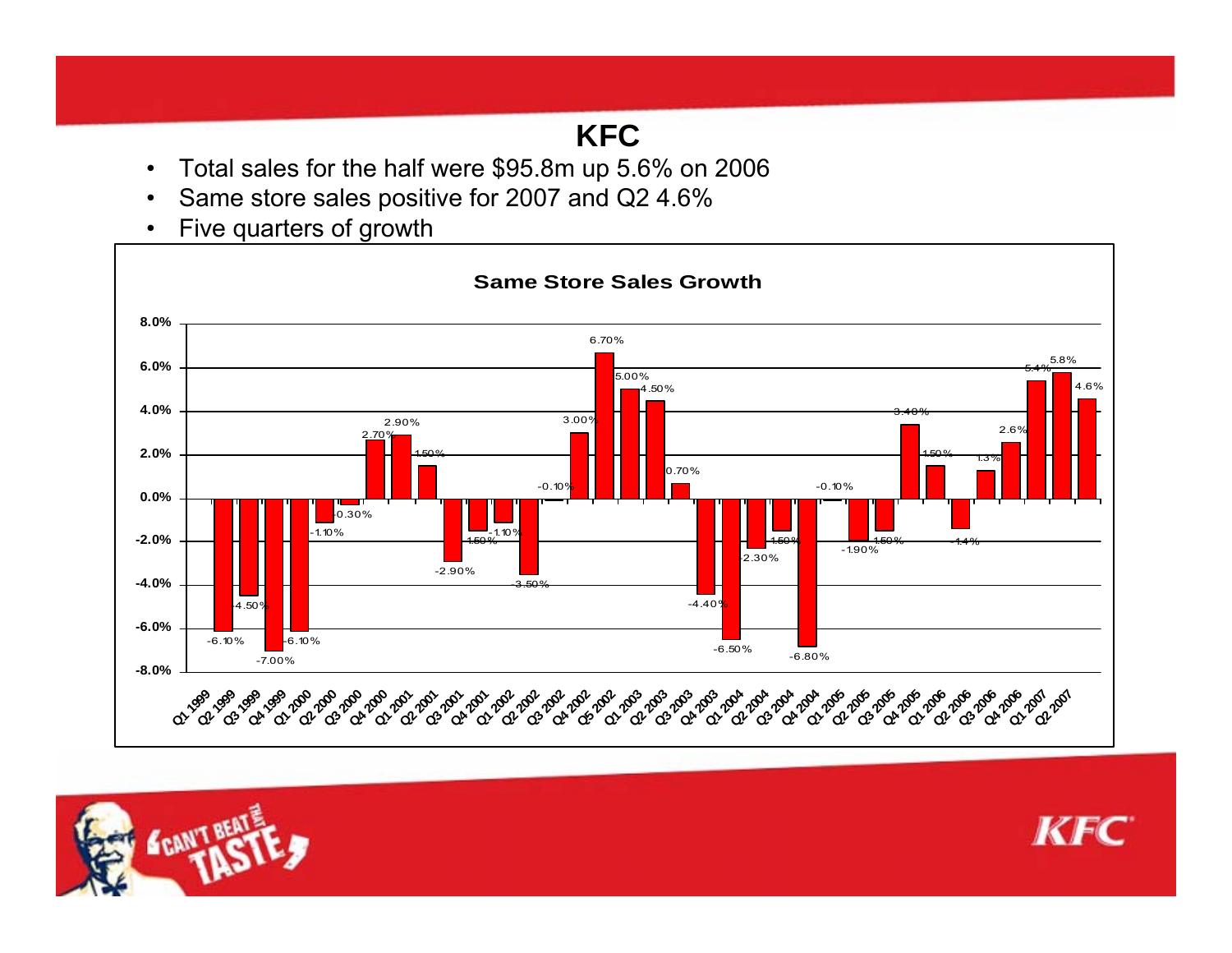# KFC

- Total sales for the half were $95.8m up 5.6% on 2006
- Same store sales positive for 2007 and Q2 4.6%
- Five quarters of growth

**Same Store Sales Growth**

| Quarter | Growth |
| --- | --- |
| Q1 1999 | -6.10% |
| Q2 1999 | -4.50% |
| Q3 1999 | -7.00% |
| Q4 1999 | -6.10% |
| Q1 2000 | -1.10% |
| Q2 2000 | -0.30% |
| Q3 2000 | 2.70% |
| Q4 2000 | 2.90% |
| Q1 2001 | 1.50% |
| Q2 2001 | -2.90% |
| Q3 2001 | -1.50% |
| Q4 2001 | -1.10% |
| Q1 2002 | -3.50% |
| Q2 2002 | -0.10% |
| Q3 2002 | 3.00% |
| Q4 2002 | 6.70% |
| Q5 2002 | 5.00% |
| Q1 2003 | 4.50% |
| Q2 2003 | 0.70% |
| Q3 2003 | -4.40% |
| Q4 2003 | -6.50% |
| Q1 2004 | -2.30% |
| Q2 2004 | -1.50% |
| Q3 2004 | -6.80% |
| Q4 2004 | -0.10% |
| Q1 2005 | -1.90% |
| Q2 2005 | -1.50% |
| Q3 2005 | 3.40% |
| Q4 2005 | 1.50% |
| Q1 2006 | -1.4% |
| Q2 2006 | 1.3% |
| Q3 2006 | 2.6% |
| Q4 2006 | 5.4% |
| Q1 2007 | 5.8% |
| Q2 2007 | 4.6% |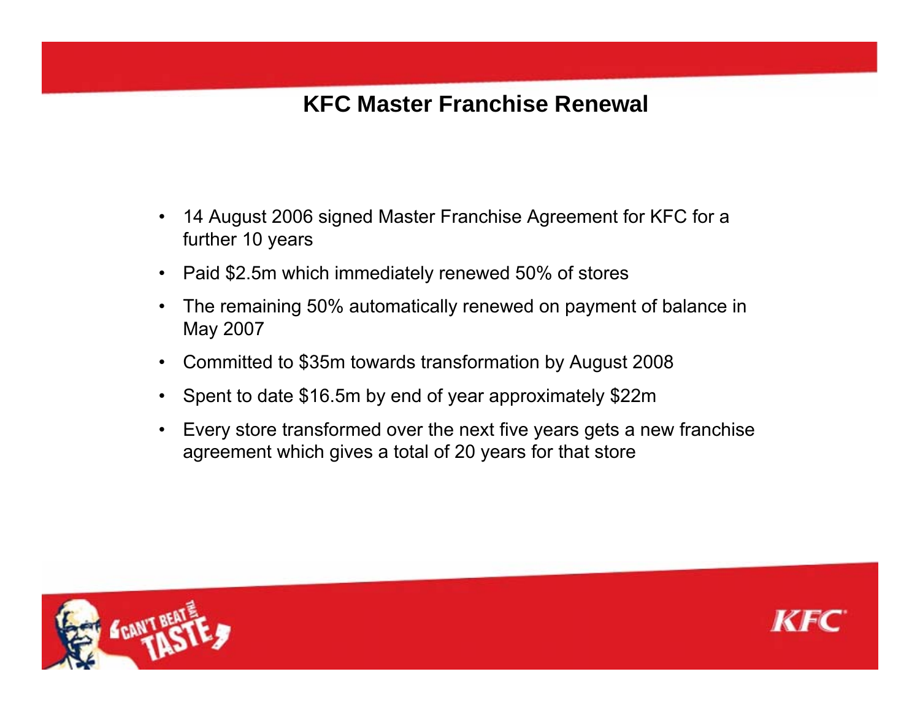# KFC Master Franchise Renewal

- 14 August 2006 signed Master Franchise Agreement for KFC for a further 10 years
- Paid $2.5m which immediately renewed 50% of stores
- The remaining 50% automatically renewed on payment of balance in May 2007
- Committed to $35m towards transformation by August 2008
- Spent to date $16.5m by end of year approximately $22m
- Every store transformed over the next five years gets a new franchise agreement which gives a total of 20 years for that store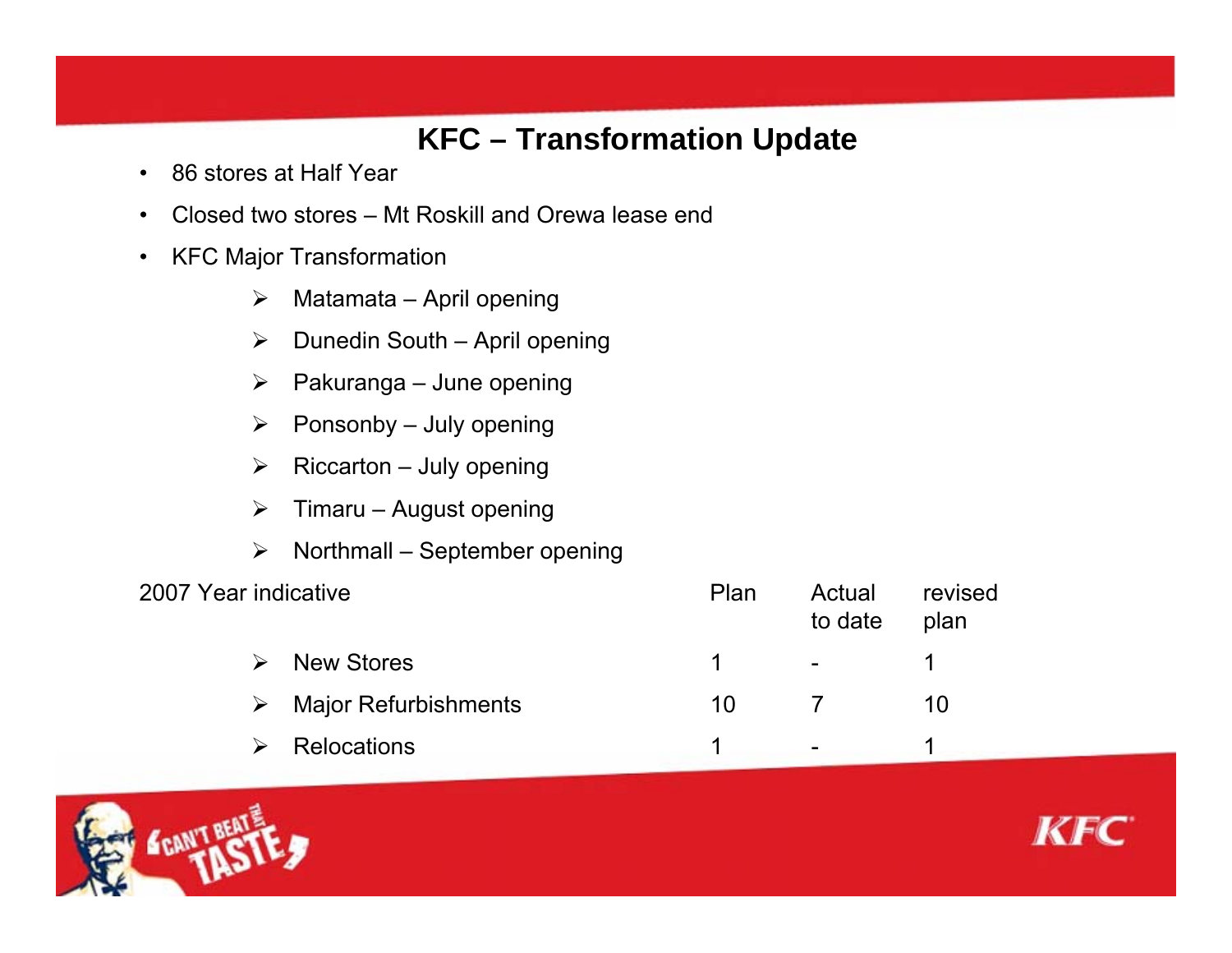# KFC – Transformation Update

- 86 stores at Half Year
- Closed two stores – Mt Roskill and Orewa lease end
- KFC Major Transformation
  - Matamata – April opening
  - Dunedin South – April opening
  - Pakuranga – June opening
  - Ponsonby – July opening
  - Riccarton – July opening
  - Timaru – August opening
  - Northmall – September opening

| 2007 Year indicative | Plan | Actual to date | revised plan |
|---|---|---|---|
| New Stores | 1 | - | 1 |
| Major Refurbishments | 10 | 7 | 10 |
| Relocations | 1 | - | 1 |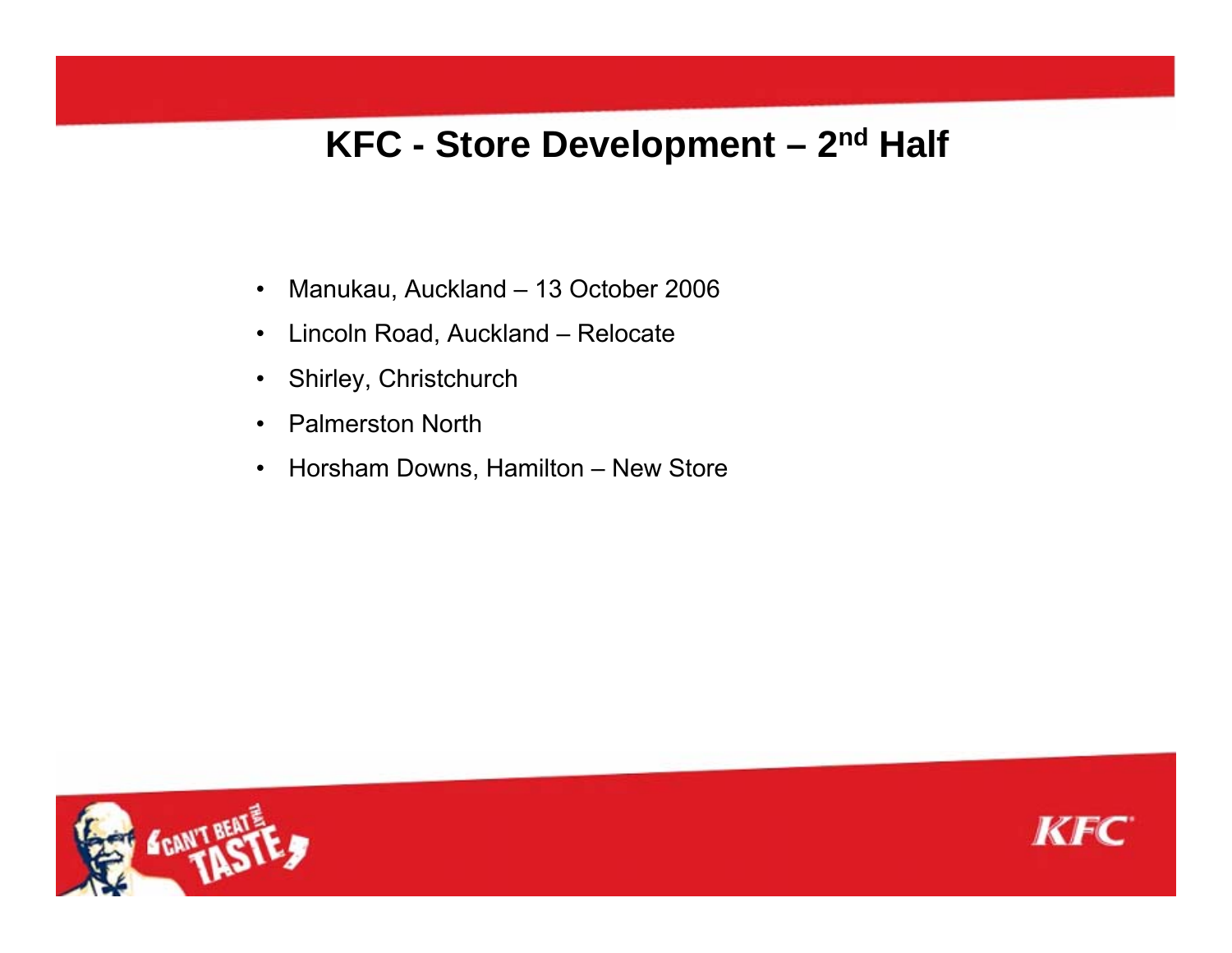# KFC - Store Development – 2nd Half

- Manukau, Auckland – 13 October 2006
- Lincoln Road, Auckland – Relocate
- Shirley, Christchurch
- Palmerston North
- Horsham Downs, Hamilton – New Store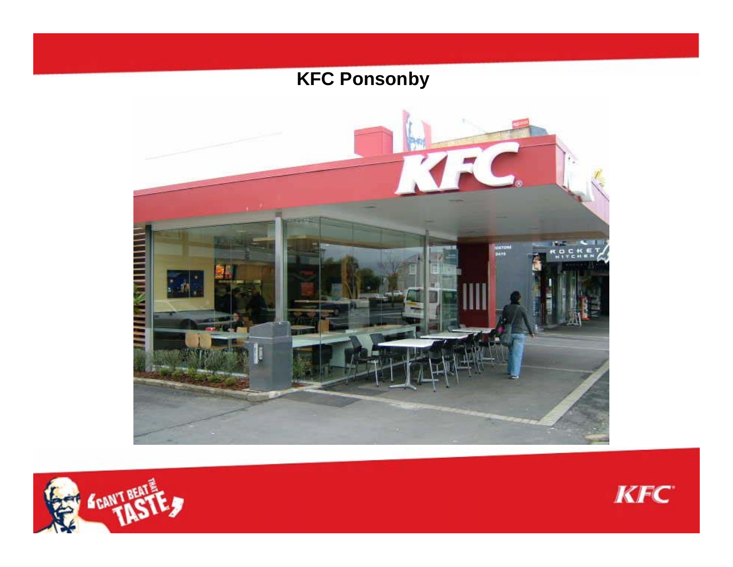# KFC Ponsonby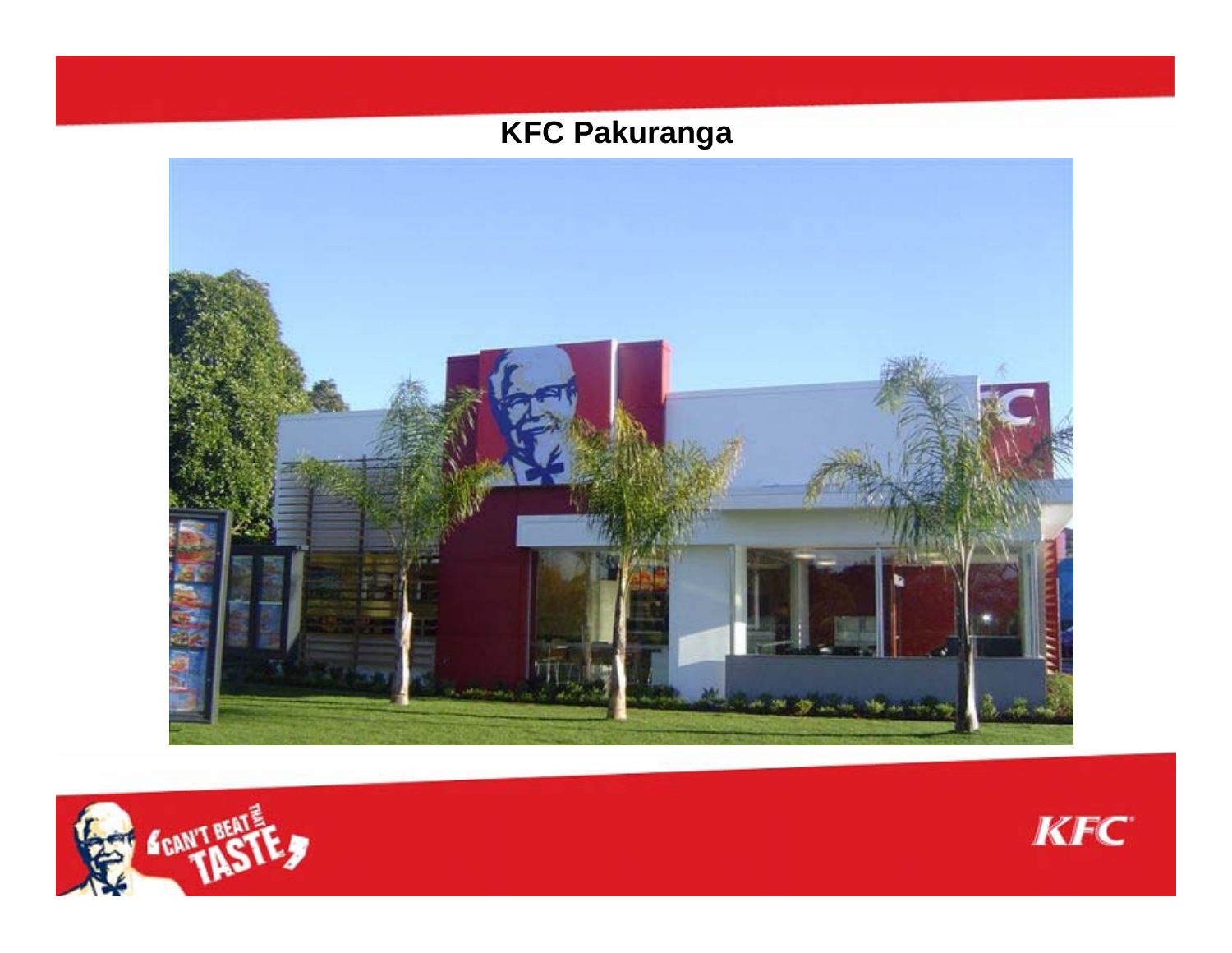# KFC Pakuranga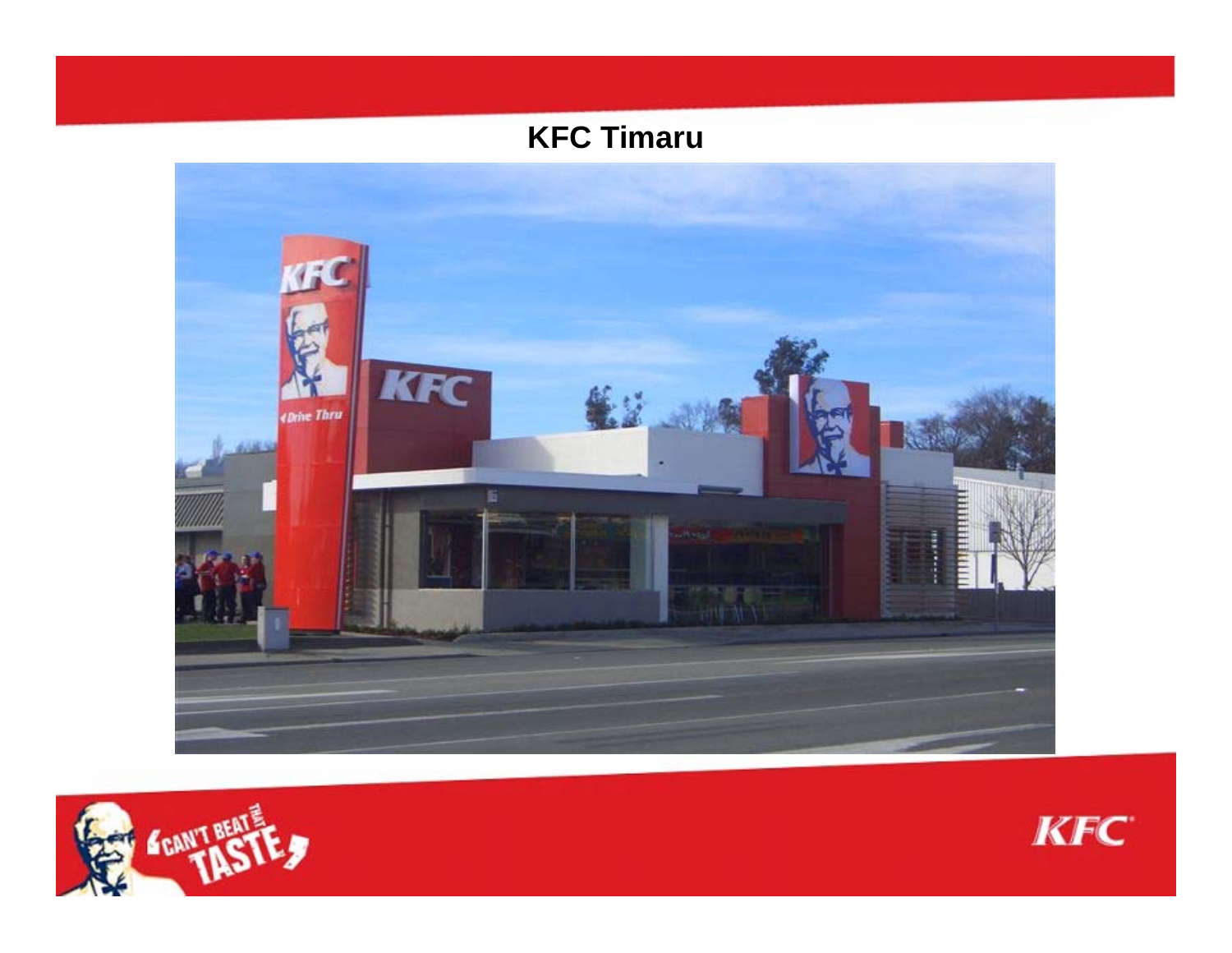## KFC Timaru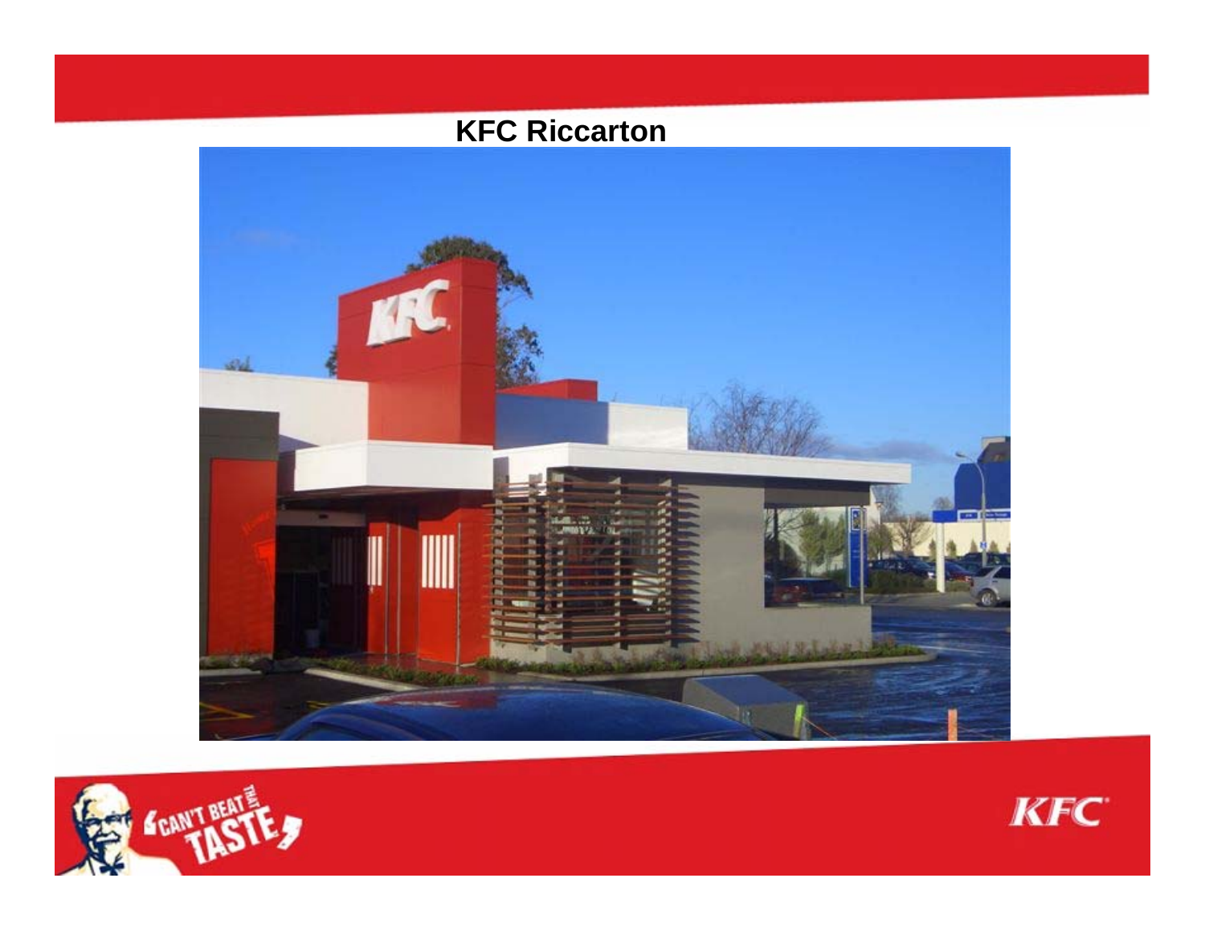# KFC Riccarton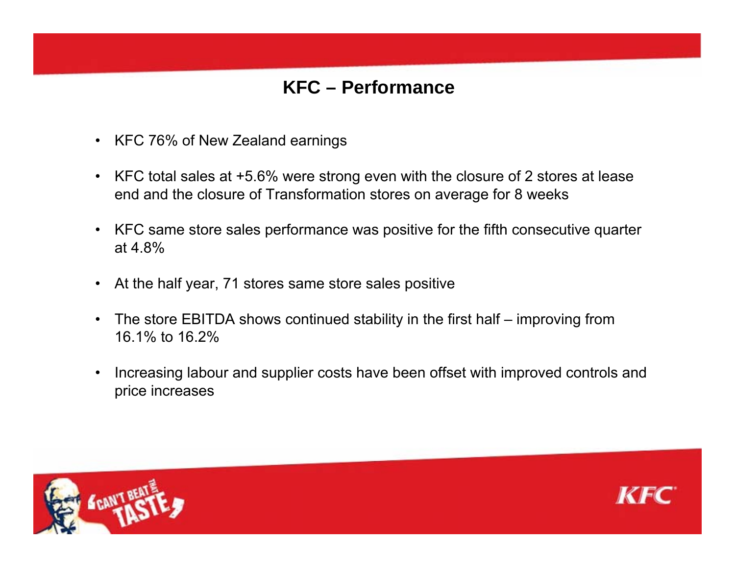# KFC – Performance

- KFC 76% of New Zealand earnings
- KFC total sales at +5.6% were strong even with the closure of 2 stores at lease end and the closure of Transformation stores on average for 8 weeks
- KFC same store sales performance was positive for the fifth consecutive quarter at 4.8%
- At the half year, 71 stores same store sales positive
- The store EBITDA shows continued stability in the first half – improving from 16.1% to 16.2%
- Increasing labour and supplier costs have been offset with improved controls and price increases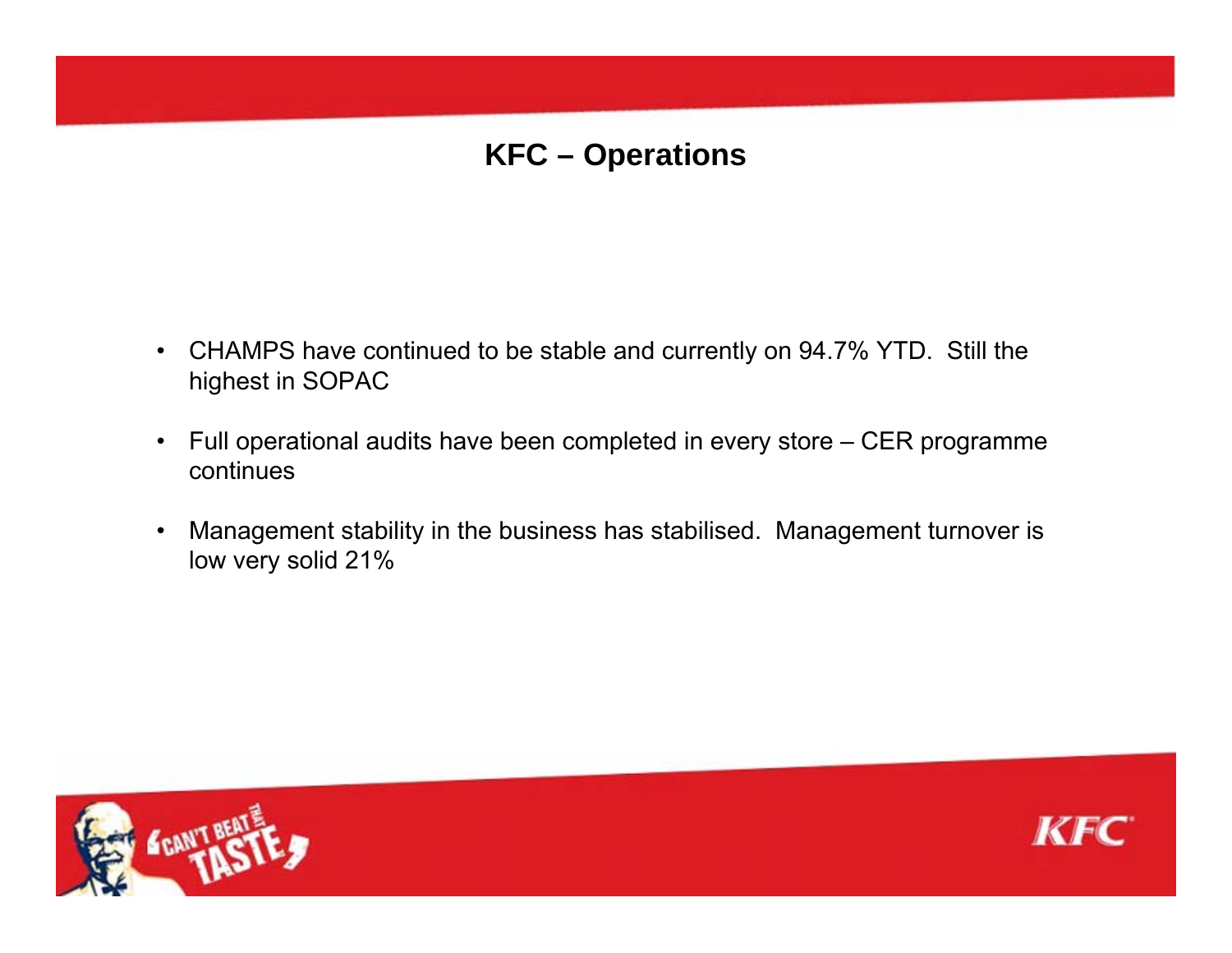# KFC – Operations

- CHAMPS have continued to be stable and currently on 94.7% YTD.  Still the highest in SOPAC
- Full operational audits have been completed in every store – CER programme continues
- Management stability in the business has stabilised.  Management turnover is low very solid 21%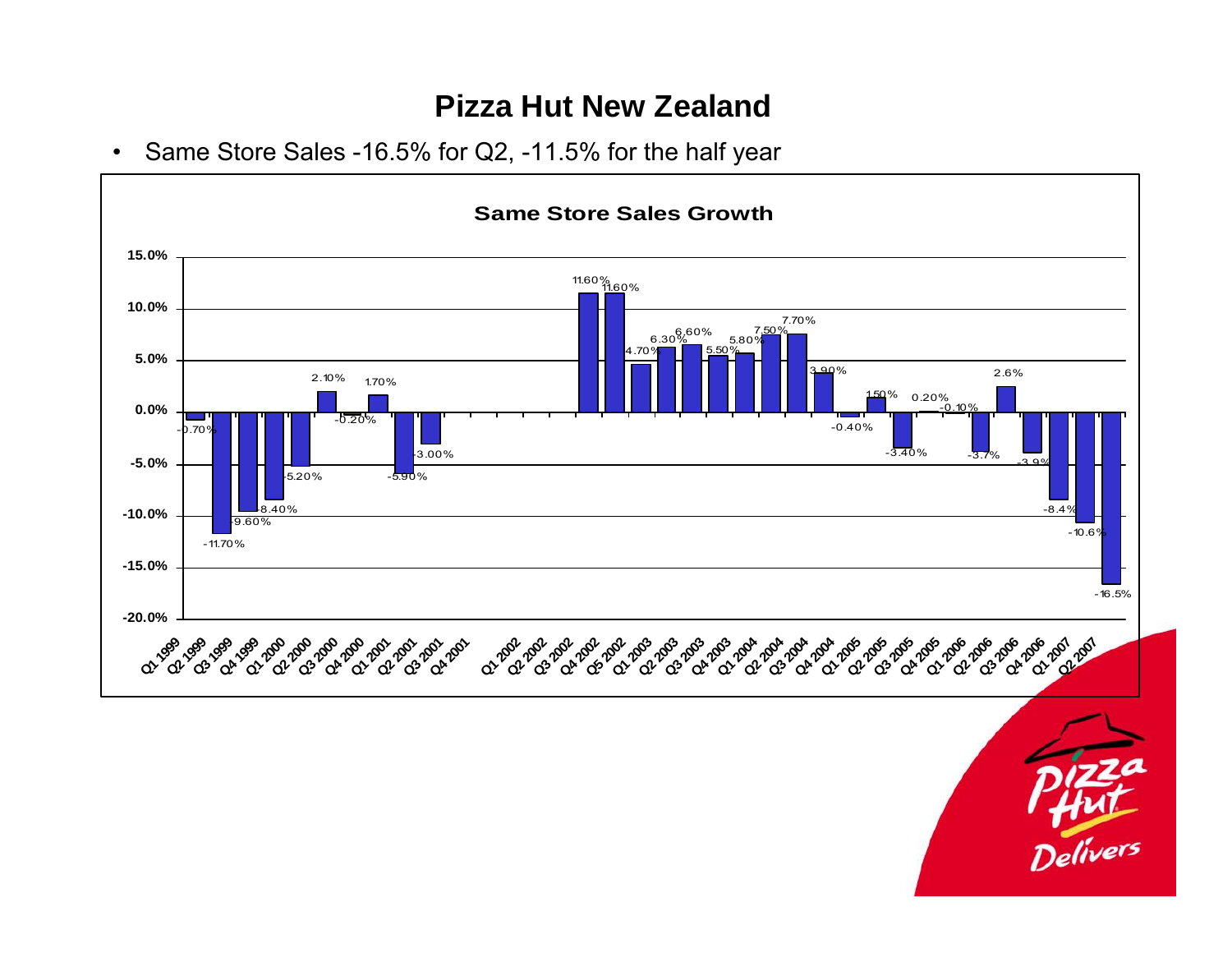# Pizza Hut New Zealand

- Same Store Sales -16.5% for Q2, -11.5% for the half year

**Same Store Sales Growth**

| Quarter | Same Store Sales Growth |
|---|---|
| Q1 1999 | -0.70% |
| Q2 1999 | -11.70% |
| Q3 1999 | -9.60% |
| Q4 1999 | -8.40% |
| Q1 2000 | -5.20% |
| Q2 2000 | 2.10% |
| Q3 2000 | -0.20% |
| Q4 2000 | 1.70% |
| Q1 2001 | -5.90% |
| Q2 2001 | -3.00% |
| Q3 2001 | |
| Q4 2001 | |
| Q1 2002 | |
| Q2 2002 | |
| Q3 2002 | |
| Q4 2002 | 11.60% |
| Q5 2002 | 11.60% |
| Q1 2003 | 4.70% |
| Q2 2003 | 6.30% |
| Q3 2003 | 6.60% |
| Q4 2003 | 5.50% |
| Q1 2004 | 5.80% |
| Q2 2004 | 7.50% |
| Q3 2004 | 7.70% |
| Q4 2004 | 3.90% |
| Q1 2005 | -0.40% |
| Q2 2005 | 1.50% |
| Q3 2005 | -3.40% |
| Q4 2005 | 0.20% |
| Q1 2006 | -0.10% |
| Q2 2006 | -3.7% |
| Q3 2006 | 2.6% |
| Q4 2006 | -3.9% |
| Q1 2007 | -8.4% |
| Q2 2007 | -10.6% |
| | -16.5% |

Pizza Hut Delivers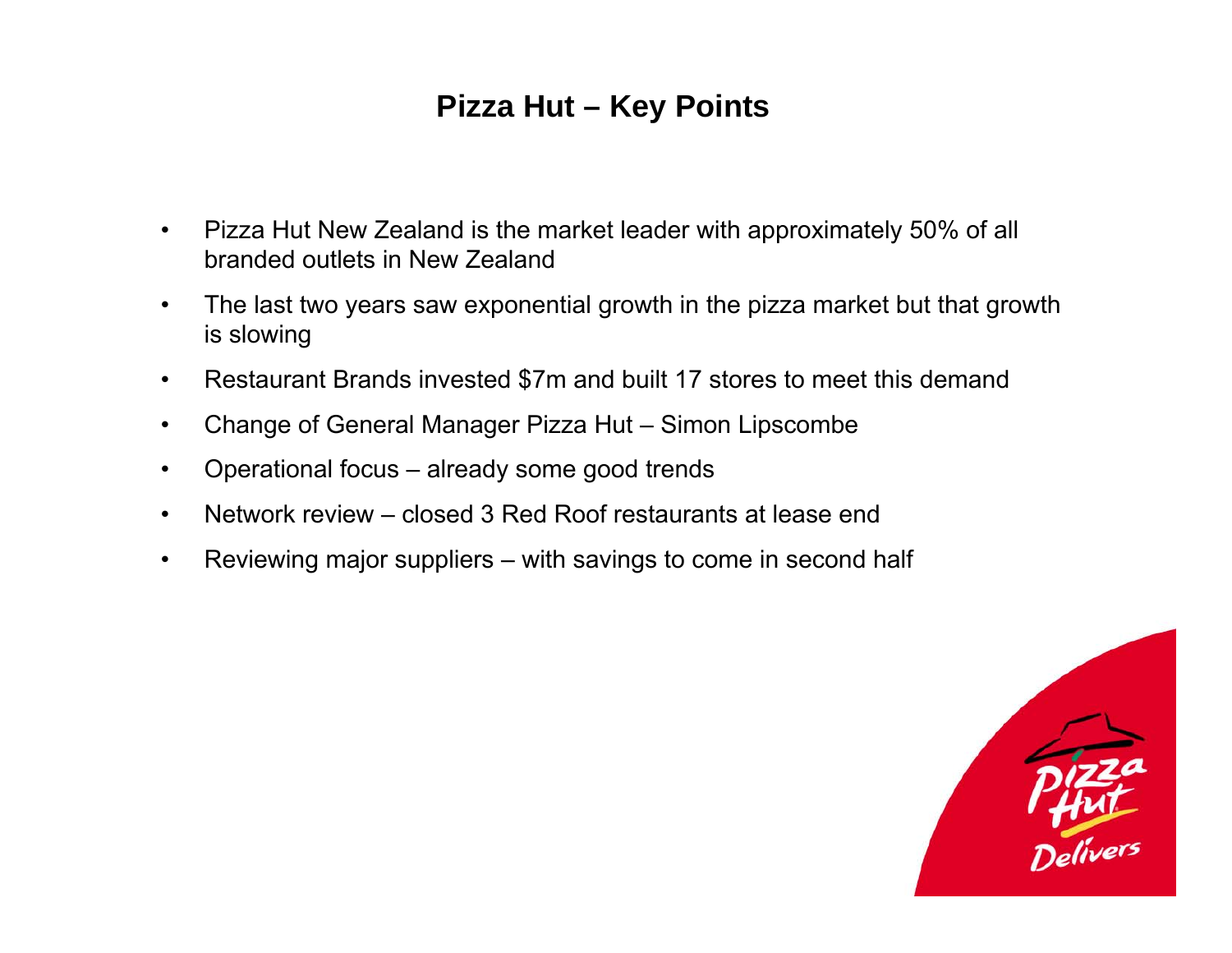# Pizza Hut – Key Points

- Pizza Hut New Zealand is the market leader with approximately 50% of all branded outlets in New Zealand
- The last two years saw exponential growth in the pizza market but that growth is slowing
- Restaurant Brands invested $7m and built 17 stores to meet this demand
- Change of General Manager Pizza Hut – Simon Lipscombe
- Operational focus – already some good trends
- Network review – closed 3 Red Roof restaurants at lease end
- Reviewing major suppliers – with savings to come in second half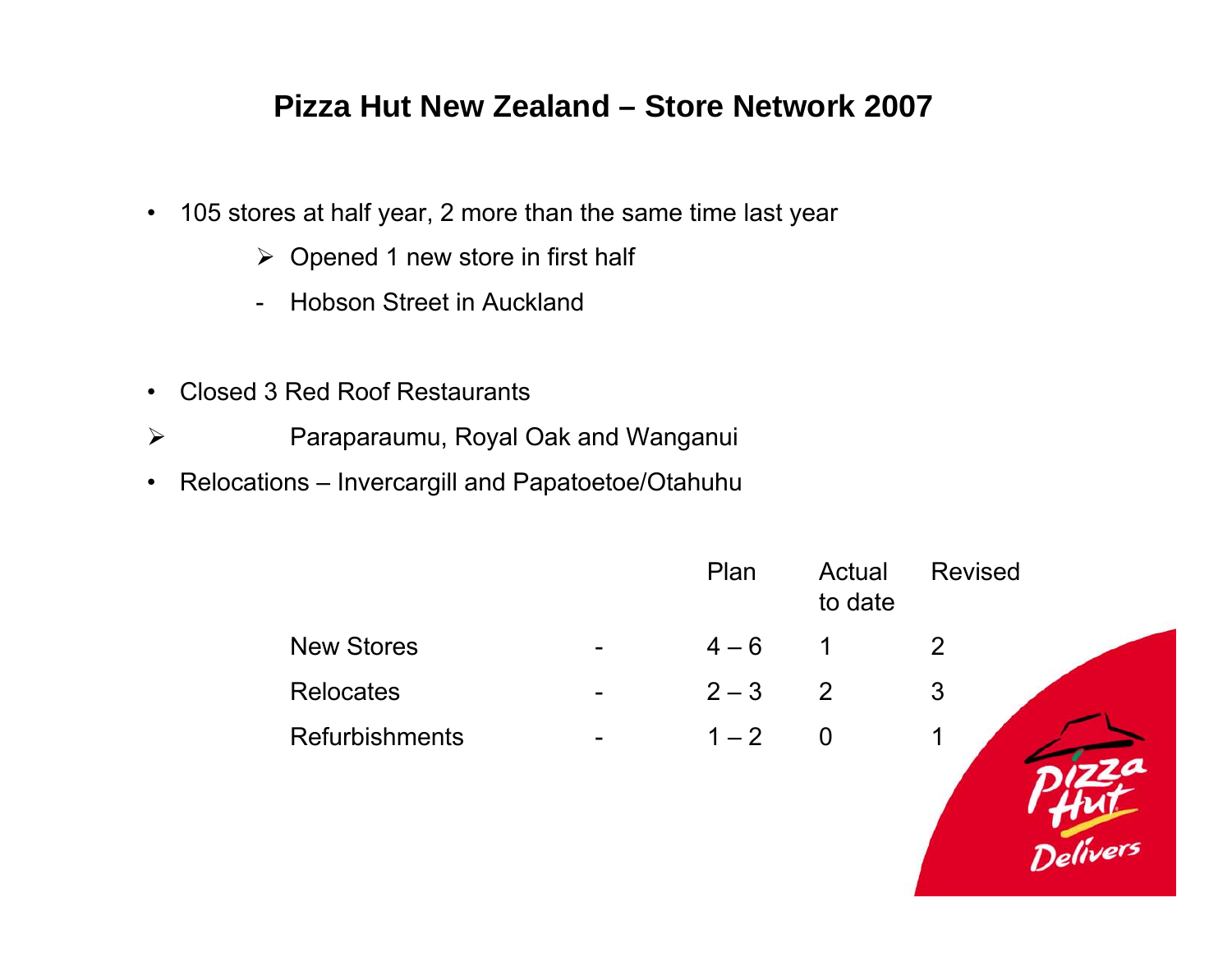# Pizza Hut New Zealand – Store Network 2007

- 105 stores at half year, 2 more than the same time last year
  - Opened 1 new store in first half
    - Hobson Street in Auckland

- Closed 3 Red Roof Restaurants
  - Paraparaumu, Royal Oak and Wanganui
- Relocations – Invercargill and Papatoetoe/Otahuhu

| | | Plan | Actual to date | Revised |
|---|---|---|---|---|
| New Stores | - | 4 – 6 | 1 | 2 |
| Relocates | - | 2 – 3 | 2 | 3 |
| Refurbishments | - | 1 – 2 | 0 | 1 |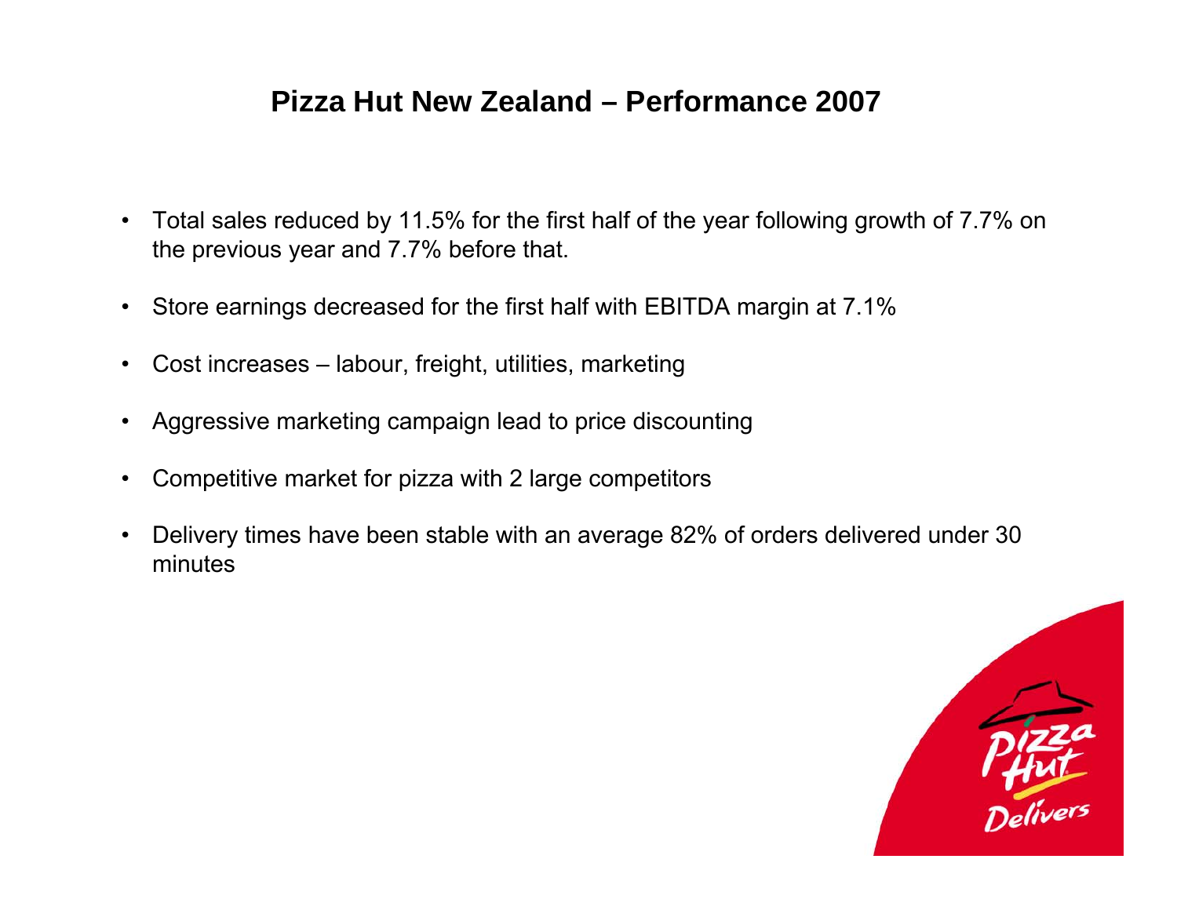# Pizza Hut New Zealand – Performance 2007

- Total sales reduced by 11.5% for the first half of the year following growth of 7.7% on the previous year and 7.7% before that.
- Store earnings decreased for the first half with EBITDA margin at 7.1%
- Cost increases – labour, freight, utilities, marketing
- Aggressive marketing campaign lead to price discounting
- Competitive market for pizza with 2 large competitors
- Delivery times have been stable with an average 82% of orders delivered under 30 minutes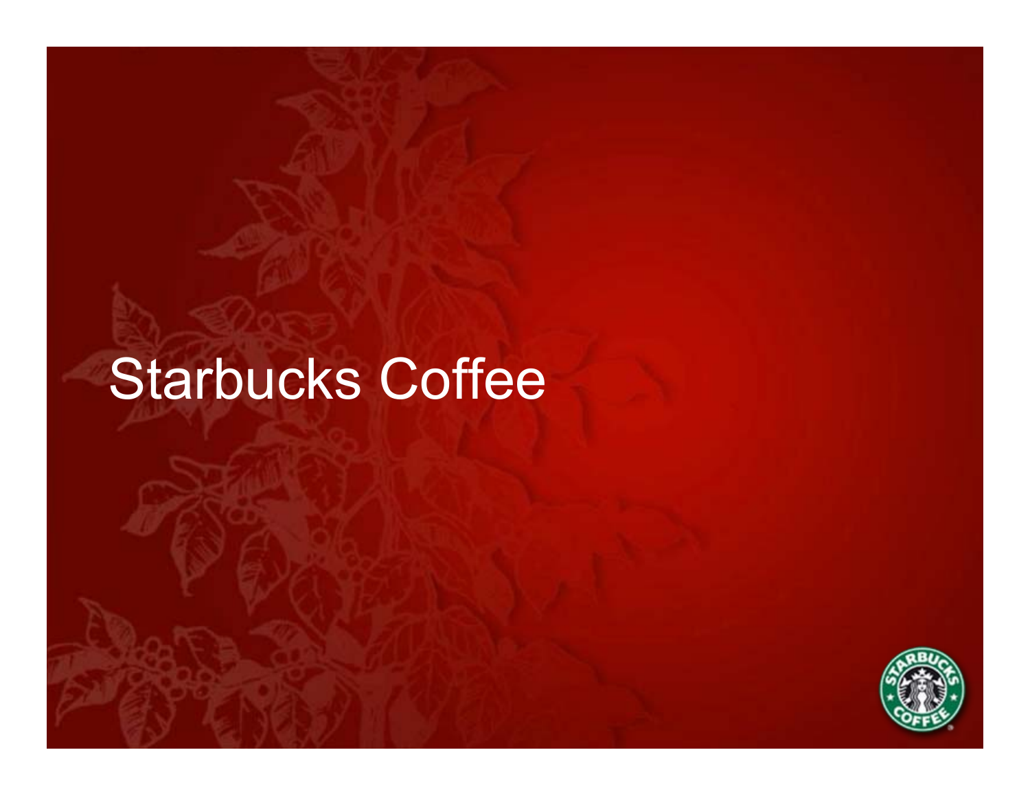# Starbucks Coffee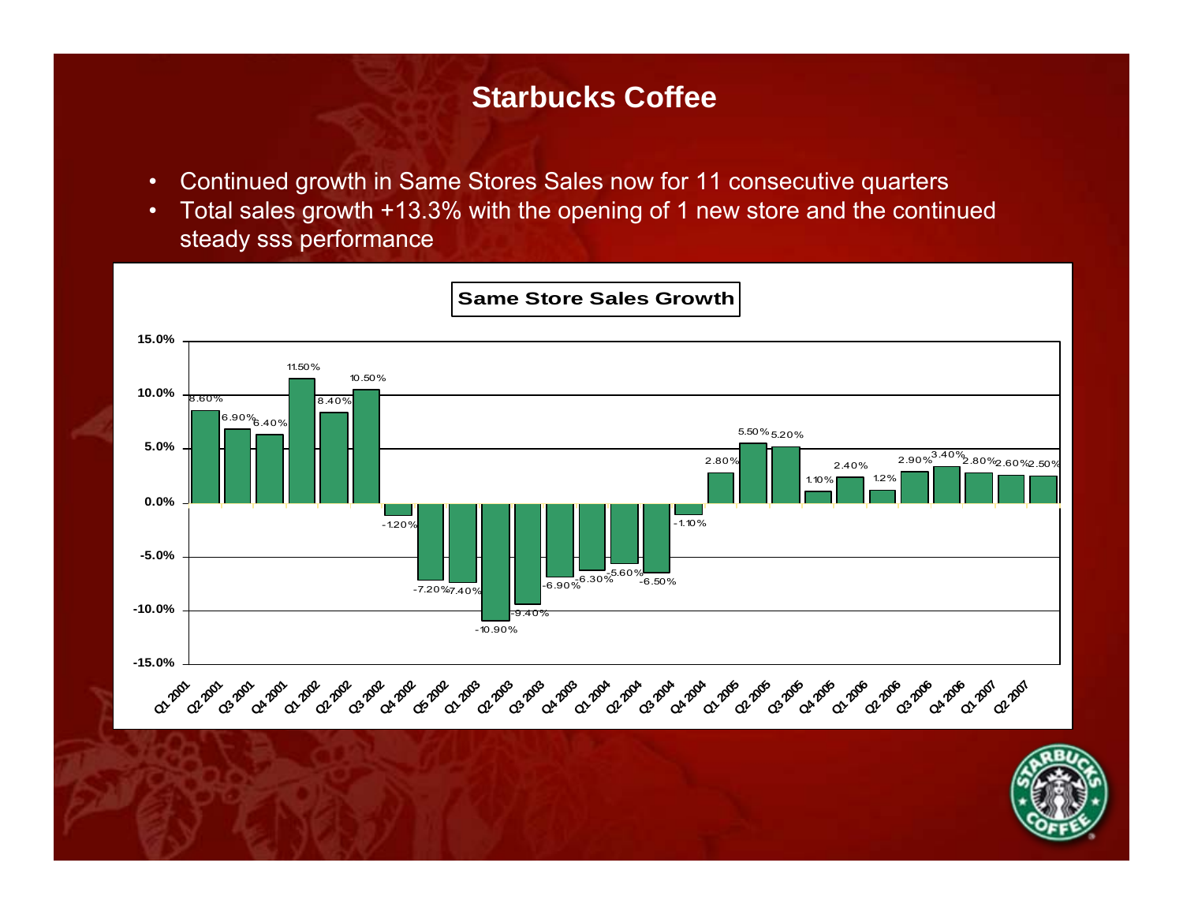# Starbucks Coffee

- Continued growth in Same Stores Sales now for 11 consecutive quarters
- Total sales growth +13.3% with the opening of 1 new store and the continued steady sss performance

**Same Store Sales Growth**

| Quarter | Same Store Sales Growth |
|---|---|
| Q1 2001 | 8.60% |
| Q2 2001 | 6.90% |
| Q3 2001 | 6.40% |
| Q4 2001 | 11.50% |
| Q1 2002 | 8.40% |
| Q2 2002 | 10.50% |
| Q3 2002 | -1.20% |
| Q4 2002 | -7.20% |
| Q5 2002 | -7.40% |
| Q1 2003 | -10.90% |
| Q2 2003 | -9.40% |
| Q3 2003 | -6.90% |
| Q4 2003 | -6.30% |
| Q1 2004 | -5.60% |
| Q2 2004 | -6.50% |
| Q3 2004 | -1.10% |
| Q4 2004 | 2.80% |
| Q1 2005 | 5.50% |
| Q2 2005 | 5.20% |
| Q3 2005 | 1.10% |
| Q4 2005 | 2.40% |
| Q1 2006 | 1.2% |
| Q2 2006 | 2.90% |
| Q3 2006 | 3.40% |
| Q4 2006 | 2.80% |
| Q1 2007 | 2.60% |
| Q2 2007 | 2.50% |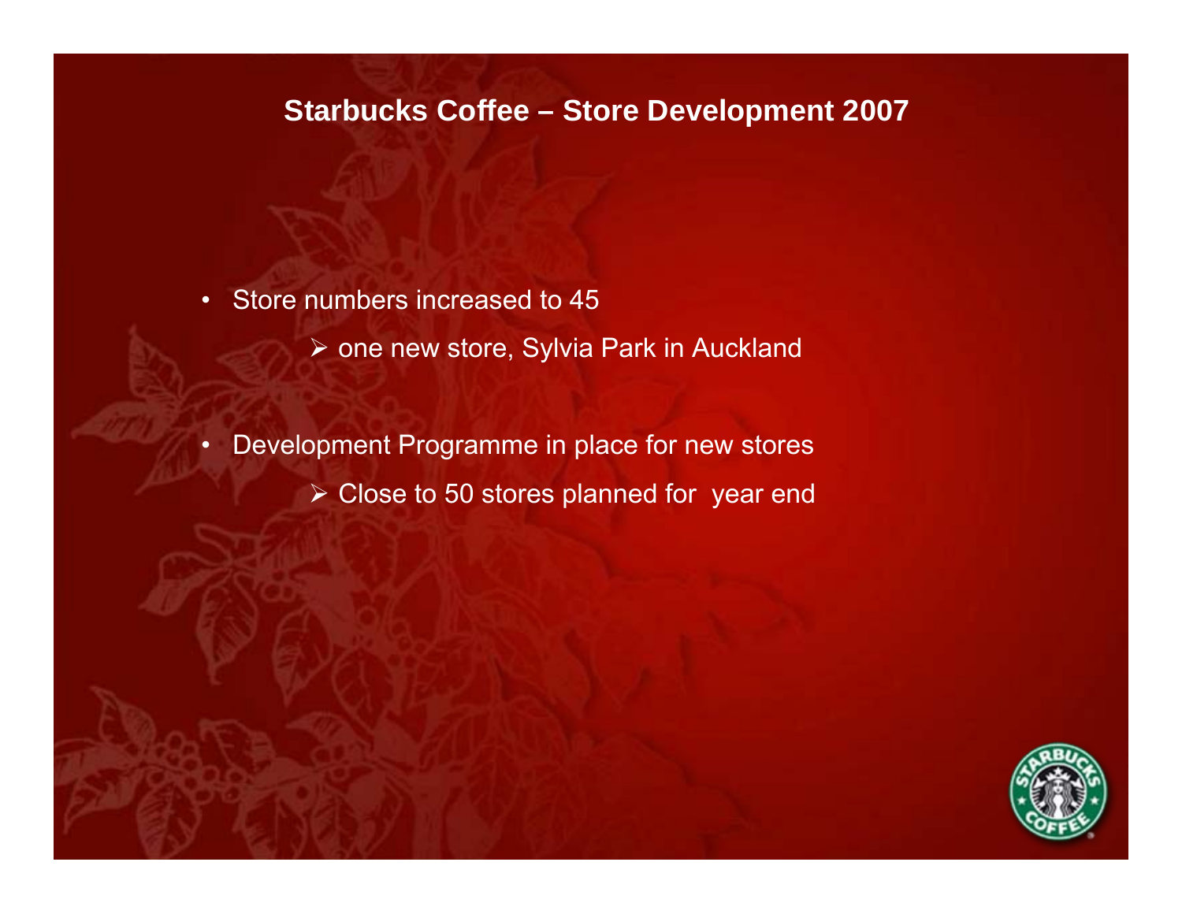# Starbucks Coffee – Store Development 2007

- Store numbers increased to 45
  - one new store, Sylvia Park in Auckland
- Development Programme in place for new stores
  - Close to 50 stores planned for year end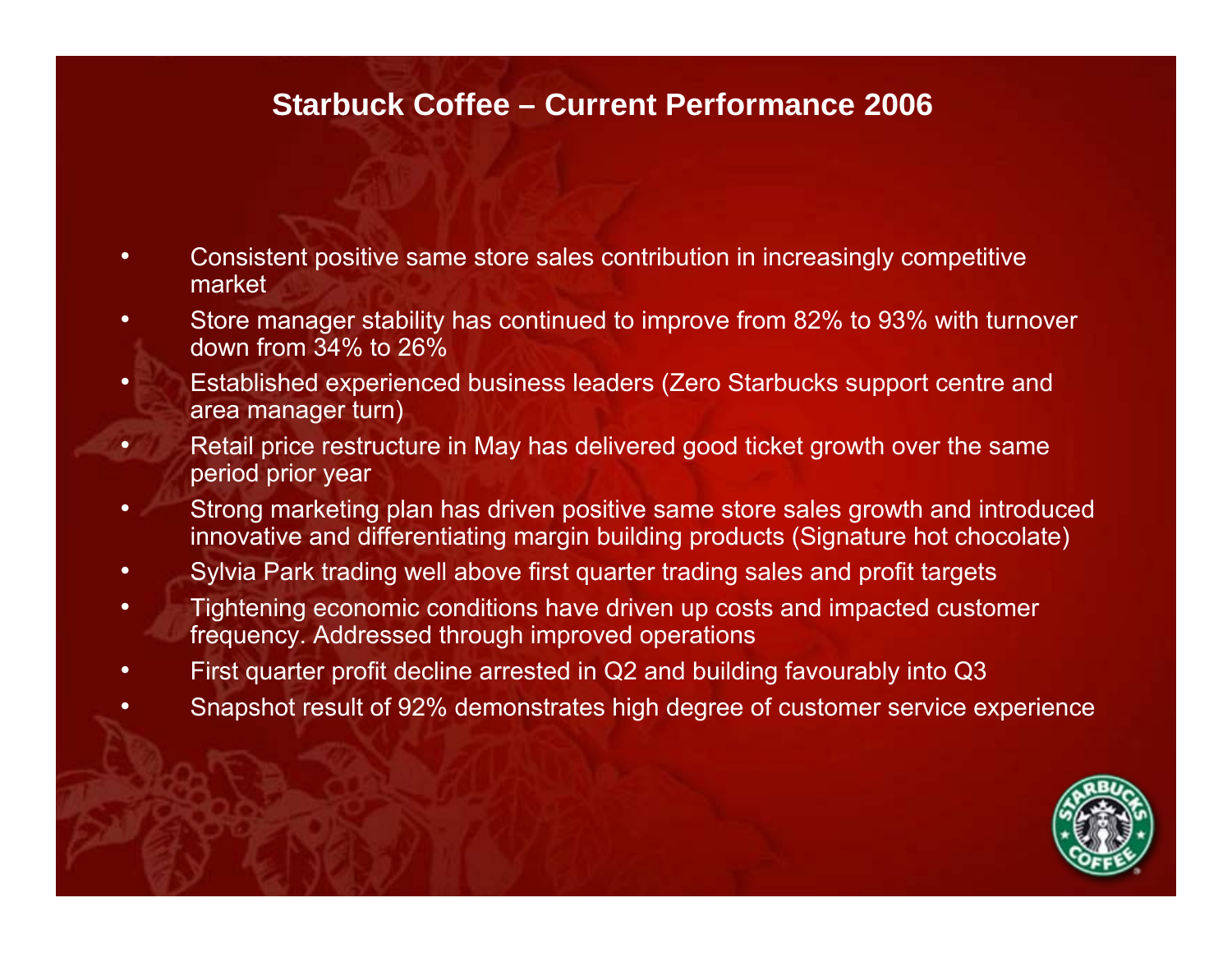# Starbuck Coffee – Current Performance 2006

- Consistent positive same store sales contribution in increasingly competitive market
- Store manager stability has continued to improve from 82% to 93% with turnover down from 34% to 26%
- Established experienced business leaders (Zero Starbucks support centre and area manager turn)
- Retail price restructure in May has delivered good ticket growth over the same period prior year
- Strong marketing plan has driven positive same store sales growth and introduced innovative and differentiating margin building products (Signature hot chocolate)
- Sylvia Park trading well above first quarter trading sales and profit targets
- Tightening economic conditions have driven up costs and impacted customer frequency. Addressed through improved operations
- First quarter profit decline arrested in Q2 and building favourably into Q3
- Snapshot result of 92% demonstrates high degree of customer service experience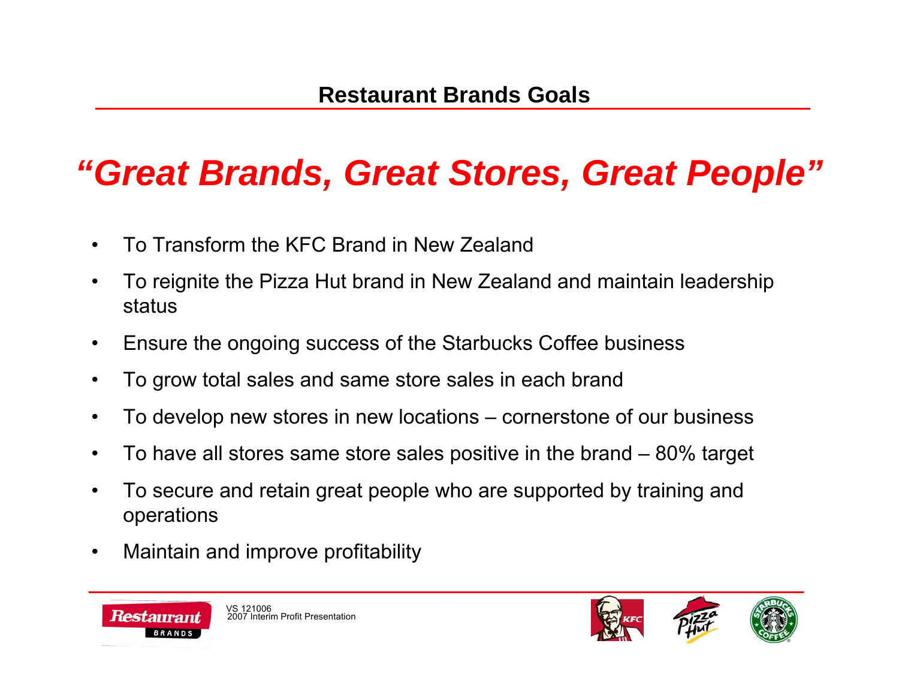## Restaurant Brands Goals

# *"Great Brands, Great Stores, Great People"*

- To Transform the KFC Brand in New Zealand
- To reignite the Pizza Hut brand in New Zealand and maintain leadership status
- Ensure the ongoing success of the Starbucks Coffee business
- To grow total sales and same store sales in each brand
- To develop new stores in new locations – cornerstone of our business
- To have all stores same store sales positive in the brand – 80% target
- To secure and retain great people who are supported by training and operations
- Maintain and improve profitability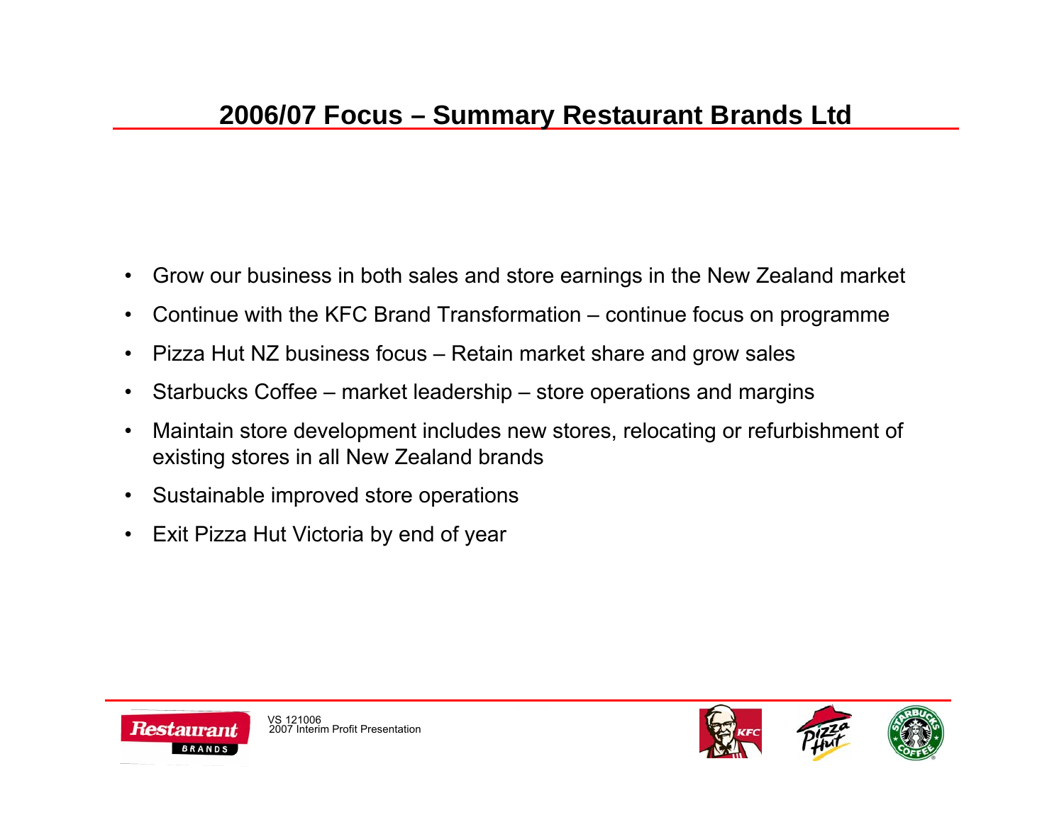## 2006/07 Focus – Summary Restaurant Brands Ltd

- Grow our business in both sales and store earnings in the New Zealand market
- Continue with the KFC Brand Transformation – continue focus on programme
- Pizza Hut NZ business focus – Retain market share and grow sales
- Starbucks Coffee – market leadership – store operations and margins
- Maintain store development includes new stores, relocating or refurbishment of existing stores in all New Zealand brands
- Sustainable improved store operations
- Exit Pizza Hut Victoria by end of year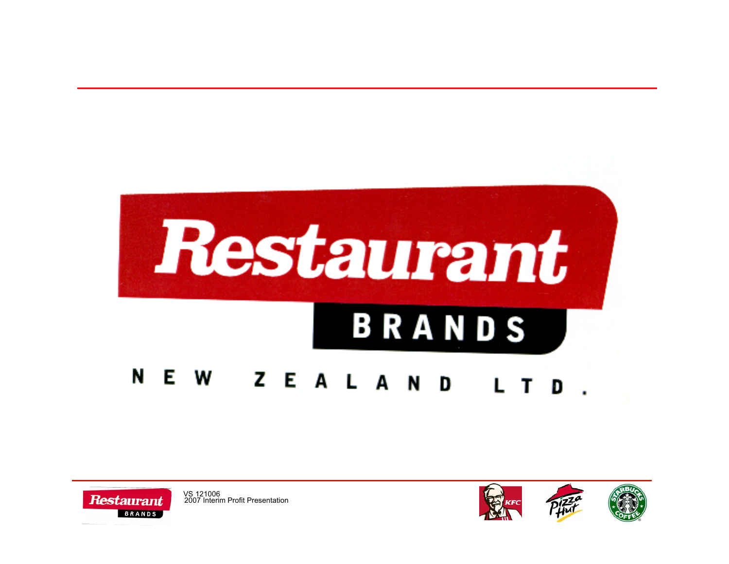Restaurant

BRANDS

NEW ZEALAND LTD.